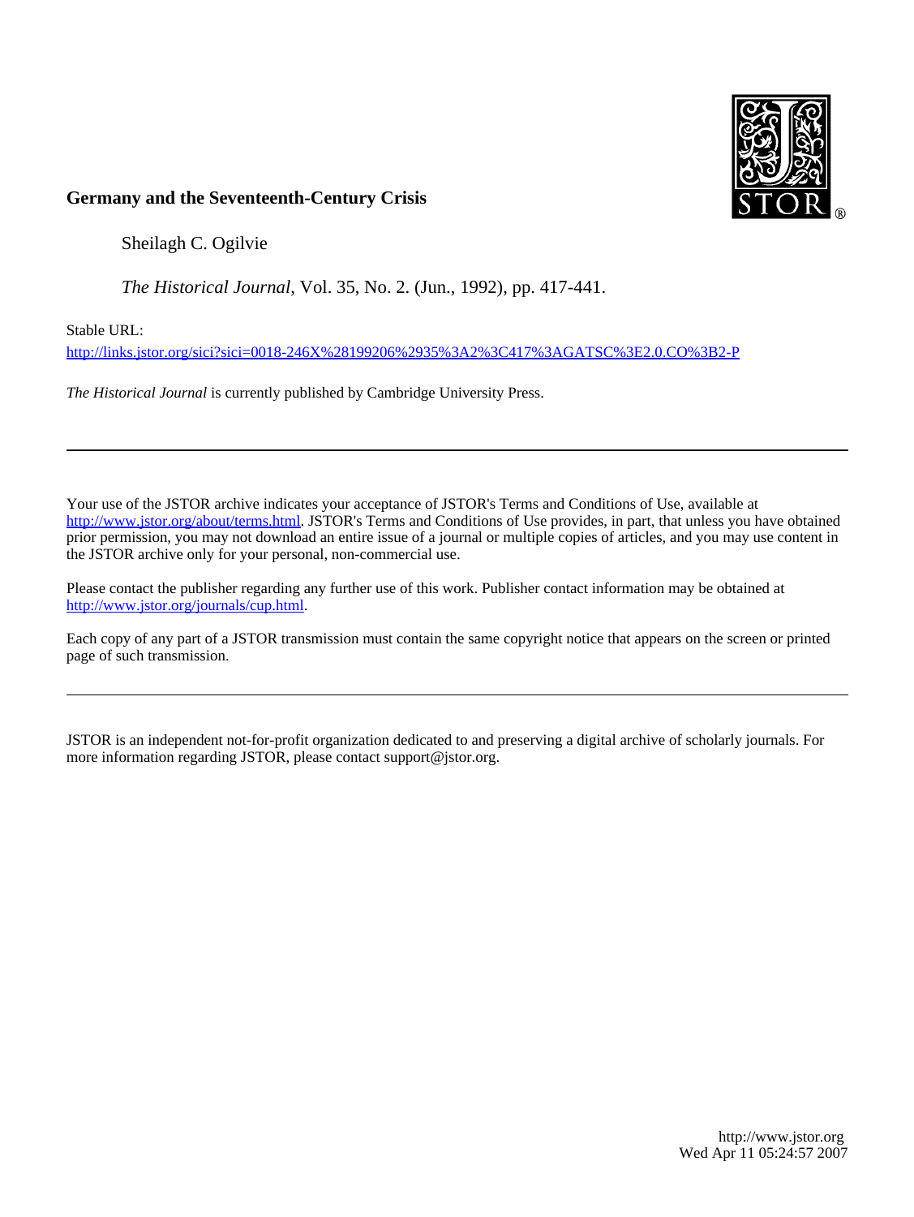**Germany and the Seventeenth-Century Crisis**

Sheilagh C. Ogilvie

*The Historical Journal*, Vol. 35, No. 2. (Jun., 1992), pp. 417-441.

Stable URL:

http://links.jstor.org/sici?sici=0018-246X%28199206%2935%3A2%3C417%3AGATSC%3E2.0.CO%3B2-P

*The Historical Journal* is currently published by Cambridge University Press.

---

Your use of the JSTOR archive indicates your acceptance of JSTOR's Terms and Conditions of Use, available at http://www.jstor.org/about/terms.html. JSTOR's Terms and Conditions of Use provides, in part, that unless you have obtained prior permission, you may not download an entire issue of a journal or multiple copies of articles, and you may use content in the JSTOR archive only for your personal, non-commercial use.

Please contact the publisher regarding any further use of this work. Publisher contact information may be obtained at http://www.jstor.org/journals/cup.html.

Each copy of any part of a JSTOR transmission must contain the same copyright notice that appears on the screen or printed page of such transmission.

---

JSTOR is an independent not-for-profit organization dedicated to and preserving a digital archive of scholarly journals. For more information regarding JSTOR, please contact support@jstor.org.

http://www.jstor.org
Wed Apr 11 05:24:57 2007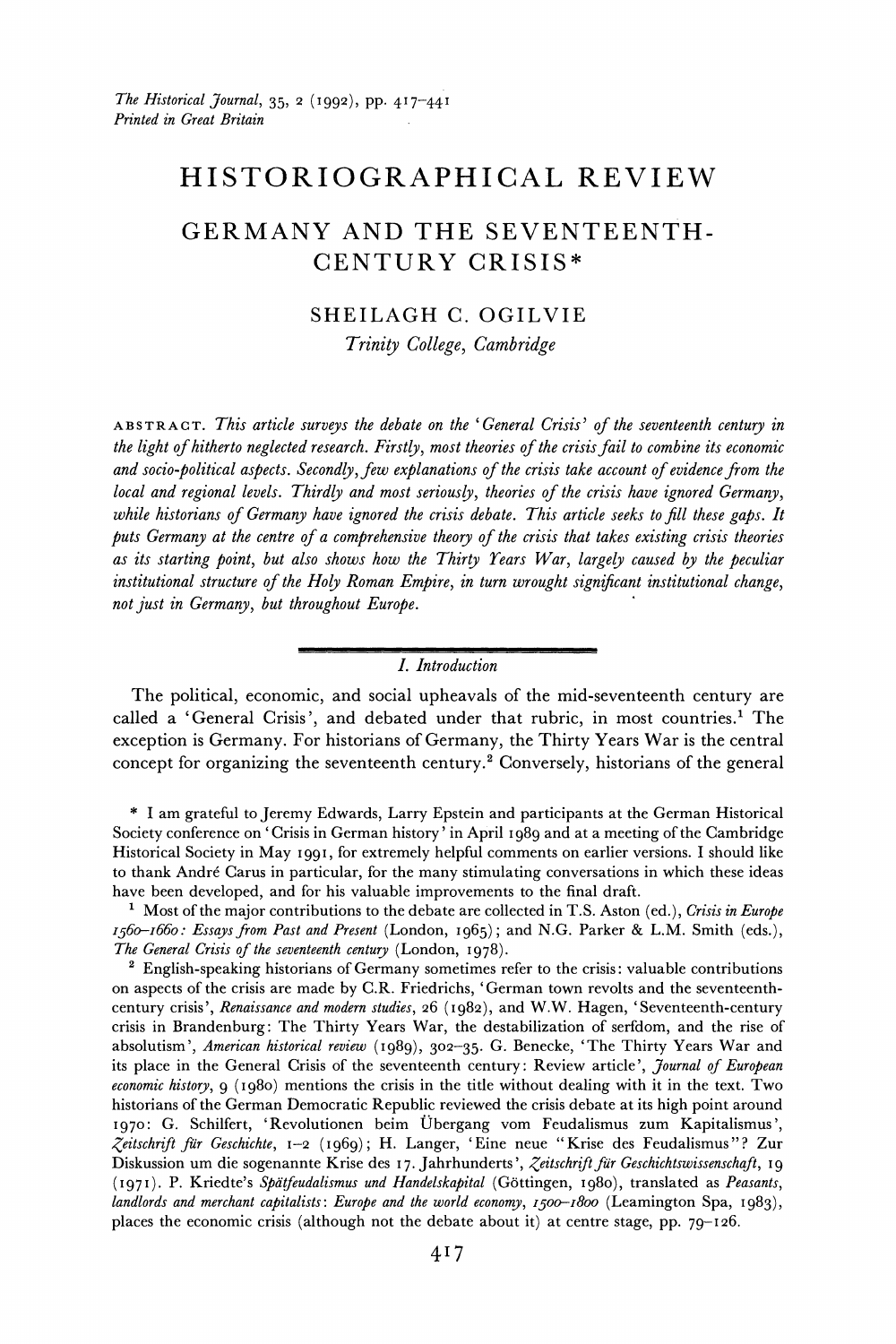The Historical Journal, 35, 2 (1992), pp. 417–441
Printed in Great Britain

# HISTORIOGRAPHICAL REVIEW

## GERMANY AND THE SEVENTEENTH-CENTURY CRISIS*

SHEILAGH C. OGILVIE

*Trinity College, Cambridge*

ABSTRACT. *This article surveys the debate on the 'General Crisis' of the seventeenth century in the light of hitherto neglected research. Firstly, most theories of the crisis fail to combine its economic and socio-political aspects. Secondly, few explanations of the crisis take account of evidence from the local and regional levels. Thirdly and most seriously, theories of the crisis have ignored Germany, while historians of Germany have ignored the crisis debate. This article seeks to fill these gaps. It puts Germany at the centre of a comprehensive theory of the crisis that takes existing crisis theories as its starting point, but also shows how the Thirty Years War, largely caused by the peculiar institutional structure of the Holy Roman Empire, in turn wrought significant institutional change, not just in Germany, but throughout Europe.*

### I. Introduction

The political, economic, and social upheavals of the mid-seventeenth century are called a 'General Crisis', and debated under that rubric, in most countries.[1] The exception is Germany. For historians of Germany, the Thirty Years War is the central concept for organizing the seventeenth century.[2] Conversely, historians of the general

---

\* I am grateful to Jeremy Edwards, Larry Epstein and participants at the German Historical Society conference on 'Crisis in German history' in April 1989 and at a meeting of the Cambridge Historical Society in May 1991, for extremely helpful comments on earlier versions. I should like to thank André Carus in particular, for the many stimulating conversations in which these ideas have been developed, and for his valuable improvements to the final draft.

[1] Most of the major contributions to the debate are collected in T.S. Aston (ed.), *Crisis in Europe 1560–1660: Essays from Past and Present* (London, 1965); and N.G. Parker & L.M. Smith (eds.), *The General Crisis of the seventeenth century* (London, 1978).

[2] English-speaking historians of Germany sometimes refer to the crisis: valuable contributions on aspects of the crisis are made by C.R. Friedrichs, 'German town revolts and the seventeenth-century crisis', *Renaissance and modern studies*, 26 (1982), and W.W. Hagen, 'Seventeenth-century crisis in Brandenburg: The Thirty Years War, the destabilization of serfdom, and the rise of absolutism', *American historical review* (1989), 302–35. G. Benecke, 'The Thirty Years War and its place in the General Crisis of the seventeenth century: Review article', *Journal of European economic history*, 9 (1980) mentions the crisis in the title without dealing with it in the text. Two historians of the German Democratic Republic reviewed the crisis debate at its high point around 1970: G. Schilfert, 'Revolutionen beim Übergang vom Feudalismus zum Kapitalismus', *Zeitschrift für Geschichte*, 1–2 (1969); H. Langer, 'Eine neue "Krise des Feudalismus"? Zur Diskussion um die sogenannte Krise des 17. Jahrhunderts', *Zeitschrift für Geschichtswissenschaft*, 19 (1971). P. Kriedte's *Spätfeudalismus und Handelskapital* (Göttingen, 1980), translated as *Peasants, landlords and merchant capitalists: Europe and the world economy, 1500–1800* (Leamington Spa, 1983), places the economic crisis (although not the debate about it) at centre stage, pp. 79–126.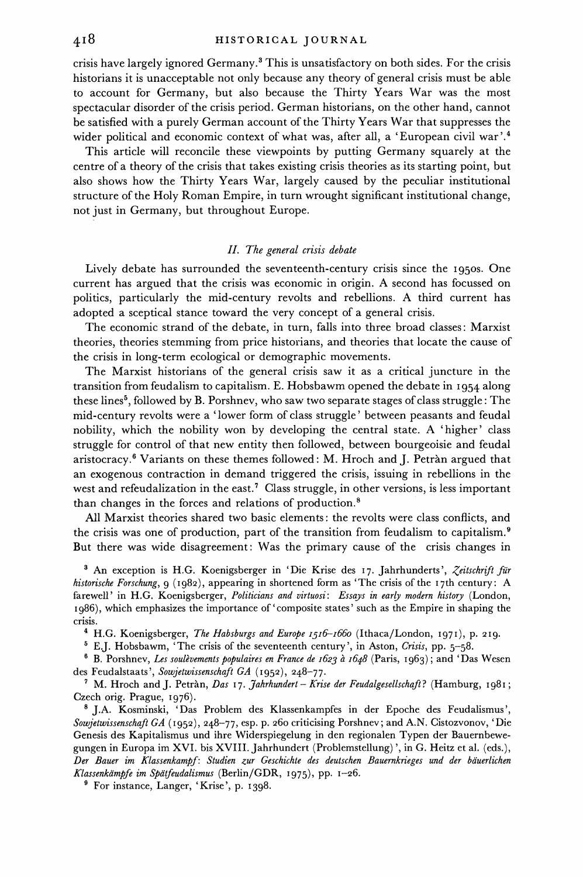crisis have largely ignored Germany.[3] This is unsatisfactory on both sides. For the crisis historians it is unacceptable not only because any theory of general crisis must be able to account for Germany, but also because the Thirty Years War was the most spectacular disorder of the crisis period. German historians, on the other hand, cannot be satisfied with a purely German account of the Thirty Years War that suppresses the wider political and economic context of what was, after all, a 'European civil war'.[4]

This article will reconcile these viewpoints by putting Germany squarely at the centre of a theory of the crisis that takes existing crisis theories as its starting point, but also shows how the Thirty Years War, largely caused by the peculiar institutional structure of the Holy Roman Empire, in turn wrought significant institutional change, not just in Germany, but throughout Europe.

## *II. The general crisis debate*

Lively debate has surrounded the seventeenth-century crisis since the 1950s. One current has argued that the crisis was economic in origin. A second has focussed on politics, particularly the mid-century revolts and rebellions. A third current has adopted a sceptical stance toward the very concept of a general crisis.

The economic strand of the debate, in turn, falls into three broad classes: Marxist theories, theories stemming from price historians, and theories that locate the cause of the crisis in long-term ecological or demographic movements.

The Marxist historians of the general crisis saw it as a critical juncture in the transition from feudalism to capitalism. E. Hobsbawm opened the debate in 1954 along these lines[5], followed by B. Porshnev, who saw two separate stages of class struggle: The mid-century revolts were a 'lower form of class struggle' between peasants and feudal nobility, which the nobility won by developing the central state. A 'higher' class struggle for control of that new entity then followed, between bourgeoisie and feudal aristocracy.[6] Variants on these themes followed: M. Hroch and J. Petràn argued that an exogenous contraction in demand triggered the crisis, issuing in rebellions in the west and refeudalization in the east.[7] Class struggle, in other versions, is less important than changes in the forces and relations of production.[8]

All Marxist theories shared two basic elements: the revolts were class conflicts, and the crisis was one of production, part of the transition from feudalism to capitalism.[9] But there was wide disagreement: Was the primary cause of the crisis changes in

[3] An exception is H.G. Koenigsberger in 'Die Krise des 17. Jahrhunderts', *Zeitschrift für historische Forschung*, 9 (1982), appearing in shortened form as 'The crisis of the 17th century: A farewell' in H.G. Koenigsberger, *Politicians and virtuosi: Essays in early modern history* (London, 1986), which emphasizes the importance of 'composite states' such as the Empire in shaping the crisis.

[4] H.G. Koenigsberger, *The Habsburgs and Europe 1516–1660* (Ithaca/London, 1971), p. 219.

[5] E.J. Hobsbawm, 'The crisis of the seventeenth century', in Aston, *Crisis*, pp. 5–58.

[6] B. Porshnev, *Les soulèvements populaires en France de 1623 à 1648* (Paris, 1963); and 'Das Wesen des Feudalstaats', *Sowjetwissenschaft GA* (1952), 248–77.

[7] M. Hroch and J. Petràn, *Das 17. Jahrhundert – Krise der Feudalgesellschaft?* (Hamburg, 1981; Czech orig. Prague, 1976).

[8] J.A. Kosminski, 'Das Problem des Klassenkampfes in der Epoche des Feudalismus', *Sowjetwissenschaft GA* (1952), 248–77, esp. p. 260 criticising Porshnev; and A.N. Cistozvonov, 'Die Genesis des Kapitalismus und ihre Widerspiegelung in den regionalen Typen der Bauernbewegungen in Europa im XVI. bis XVIII. Jahrhundert (Problemstellung)', in G. Heitz et al. (eds.), *Der Bauer im Klassenkampf: Studien zur Geschichte des deutschen Bauernkrieges und der bäuerlichen Klassenkämpfe im Spätfeudalismus* (Berlin/GDR, 1975), pp. 1–26.

[9] For instance, Langer, 'Krise', p. 1398.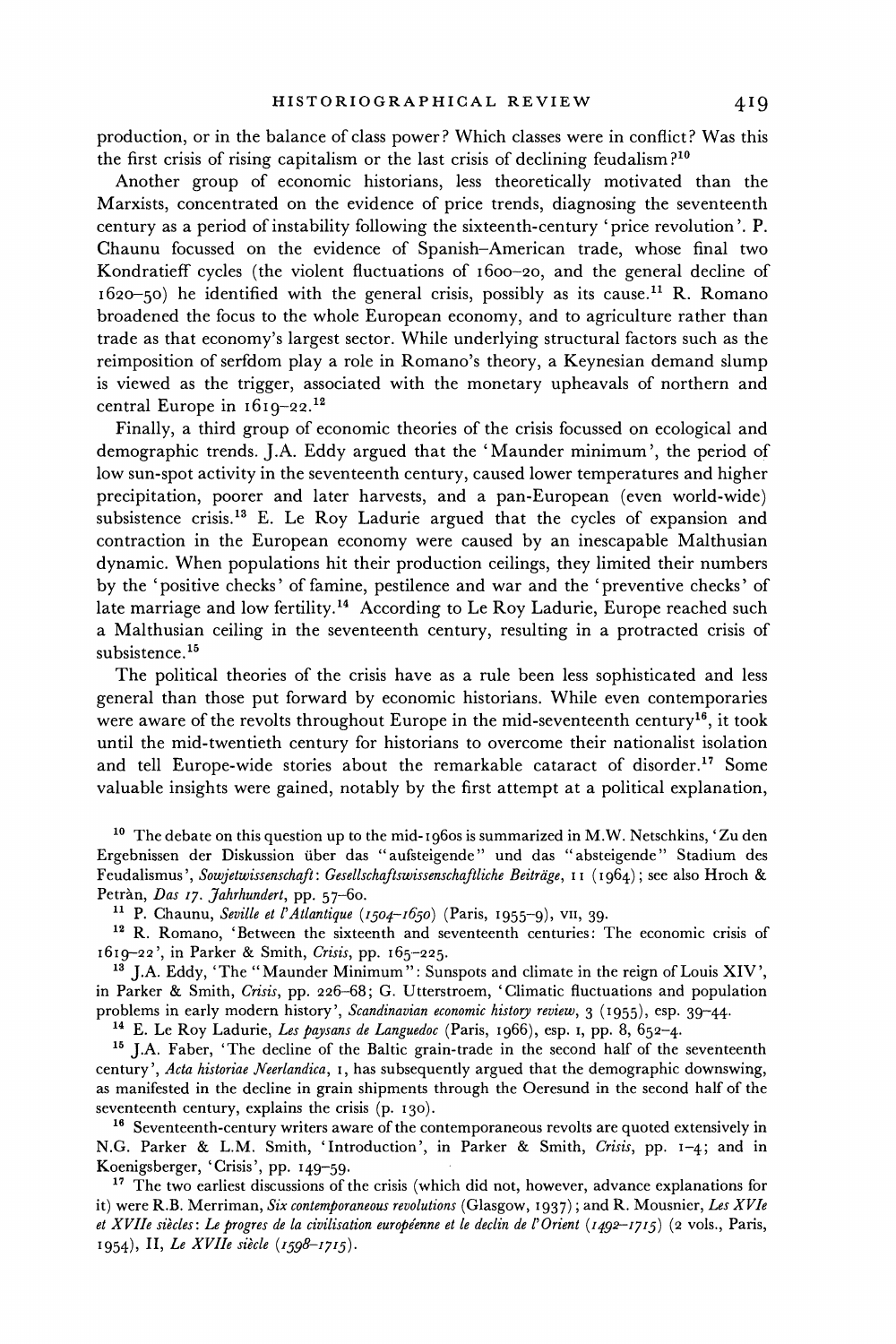production, or in the balance of class power? Which classes were in conflict? Was this the first crisis of rising capitalism or the last crisis of declining feudalism?[10]

Another group of economic historians, less theoretically motivated than the Marxists, concentrated on the evidence of price trends, diagnosing the seventeenth century as a period of instability following the sixteenth-century 'price revolution'. P. Chaunu focussed on the evidence of Spanish–American trade, whose final two Kondratieff cycles (the violent fluctuations of 1600–20, and the general decline of 1620–50) he identified with the general crisis, possibly as its cause.[11] R. Romano broadened the focus to the whole European economy, and to agriculture rather than trade as that economy's largest sector. While underlying structural factors such as the reimposition of serfdom play a role in Romano's theory, a Keynesian demand slump is viewed as the trigger, associated with the monetary upheavals of northern and central Europe in 1619–22.[12]

Finally, a third group of economic theories of the crisis focussed on ecological and demographic trends. J.A. Eddy argued that the 'Maunder minimum', the period of low sun-spot activity in the seventeenth century, caused lower temperatures and higher precipitation, poorer and later harvests, and a pan-European (even world-wide) subsistence crisis.[13] E. Le Roy Ladurie argued that the cycles of expansion and contraction in the European economy were caused by an inescapable Malthusian dynamic. When populations hit their production ceilings, they limited their numbers by the 'positive checks' of famine, pestilence and war and the 'preventive checks' of late marriage and low fertility.[14] According to Le Roy Ladurie, Europe reached such a Malthusian ceiling in the seventeenth century, resulting in a protracted crisis of subsistence.[15]

The political theories of the crisis have as a rule been less sophisticated and less general than those put forward by economic historians. While even contemporaries were aware of the revolts throughout Europe in the mid-seventeenth century[16], it took until the mid-twentieth century for historians to overcome their nationalist isolation and tell Europe-wide stories about the remarkable cataract of disorder.[17] Some valuable insights were gained, notably by the first attempt at a political explanation,

---

[10] The debate on this question up to the mid-1960s is summarized in M.W. Netschkins, 'Zu den Ergebnissen der Diskussion über das "aufsteigende" und das "absteigende" Stadium des Feudalismus', *Sowjetwissenschaft: Gesellschaftswissenschaftliche Beiträge*, 11 (1964); see also Hroch & Petràn, *Das 17. Jahrhundert*, pp. 57–60.

[11] P. Chaunu, *Seville et l'Atlantique (1504–1650)* (Paris, 1955–9), VII, 39.

[12] R. Romano, 'Between the sixteenth and seventeenth centuries: The economic crisis of 1619–22', in Parker & Smith, *Crisis*, pp. 165–225.

[13] J.A. Eddy, 'The "Maunder Minimum": Sunspots and climate in the reign of Louis XIV', in Parker & Smith, *Crisis*, pp. 226–68; G. Utterstroem, 'Climatic fluctuations and population problems in early modern history', *Scandinavian economic history review*, 3 (1955), esp. 39–44.

[14] E. Le Roy Ladurie, *Les paysans de Languedoc* (Paris, 1966), esp. I, pp. 8, 652–4.

[15] J.A. Faber, 'The decline of the Baltic grain-trade in the second half of the seventeenth century', *Acta historiae Neerlandica*, 1, has subsequently argued that the demographic downswing, as manifested in the decline in grain shipments through the Oeresund in the second half of the seventeenth century, explains the crisis (p. 130).

[16] Seventeenth-century writers aware of the contemporaneous revolts are quoted extensively in N.G. Parker & L.M. Smith, 'Introduction', in Parker & Smith, *Crisis*, pp. 1–4; and in Koenigsberger, 'Crisis', pp. 149–59.

[17] The two earliest discussions of the crisis (which did not, however, advance explanations for it) were R.B. Merriman, *Six contemporaneous revolutions* (Glasgow, 1937); and R. Mousnier, *Les XVIe et XVIIe siècles: Le progres de la civilisation européenne et le declin de l'Orient (1492–1715)* (2 vols., Paris, 1954), II, *Le XVIIe siècle (1598–1715)*.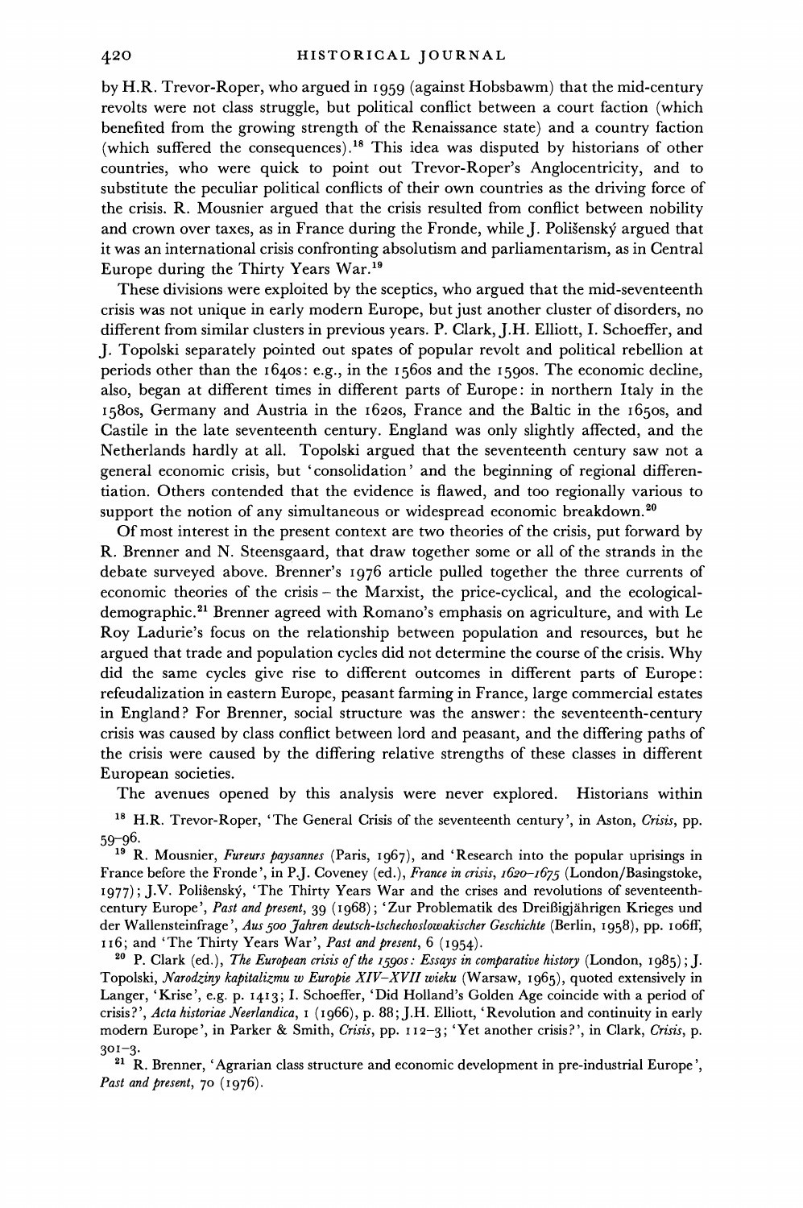by H.R. Trevor-Roper, who argued in 1959 (against Hobsbawm) that the mid-century revolts were not class struggle, but political conflict between a court faction (which benefited from the growing strength of the Renaissance state) and a country faction (which suffered the consequences).[18] This idea was disputed by historians of other countries, who were quick to point out Trevor-Roper's Anglocentricity, and to substitute the peculiar political conflicts of their own countries as the driving force of the crisis. R. Mousnier argued that the crisis resulted from conflict between nobility and crown over taxes, as in France during the Fronde, while J. Polišenský argued that it was an international crisis confronting absolutism and parliamentarism, as in Central Europe during the Thirty Years War.[19]

These divisions were exploited by the sceptics, who argued that the mid-seventeenth crisis was not unique in early modern Europe, but just another cluster of disorders, no different from similar clusters in previous years. P. Clark, J.H. Elliott, I. Schoeffer, and J. Topolski separately pointed out spates of popular revolt and political rebellion at periods other than the 1640s: e.g., in the 1560s and the 1590s. The economic decline, also, began at different times in different parts of Europe: in northern Italy in the 1580s, Germany and Austria in the 1620s, France and the Baltic in the 1650s, and Castile in the late seventeenth century. England was only slightly affected, and the Netherlands hardly at all. Topolski argued that the seventeenth century saw not a general economic crisis, but 'consolidation' and the beginning of regional differentiation. Others contended that the evidence is flawed, and too regionally various to support the notion of any simultaneous or widespread economic breakdown.[20]

Of most interest in the present context are two theories of the crisis, put forward by R. Brenner and N. Steensgaard, that draw together some or all of the strands in the debate surveyed above. Brenner's 1976 article pulled together the three currents of economic theories of the crisis – the Marxist, the price-cyclical, and the ecological-demographic.[21] Brenner agreed with Romano's emphasis on agriculture, and with Le Roy Ladurie's focus on the relationship between population and resources, but he argued that trade and population cycles did not determine the course of the crisis. Why did the same cycles give rise to different outcomes in different parts of Europe: refeudalization in eastern Europe, peasant farming in France, large commercial estates in England? For Brenner, social structure was the answer: the seventeenth-century crisis was caused by class conflict between lord and peasant, and the differing paths of the crisis were caused by the differing relative strengths of these classes in different European societies.

The avenues opened by this analysis were never explored. Historians within

[18] H.R. Trevor-Roper, 'The General Crisis of the seventeenth century', in Aston, *Crisis*, pp. 59–96.

[19] R. Mousnier, *Fureurs paysannes* (Paris, 1967), and 'Research into the popular uprisings in France before the Fronde', in P.J. Coveney (ed.), *France in crisis, 1620–1675* (London/Basingstoke, 1977); J.V. Polišenský, 'The Thirty Years War and the crises and revolutions of seventeenth-century Europe', *Past and present*, 39 (1968); 'Zur Problematik des Dreißigjährigen Krieges und der Wallensteinfrage', *Aus 500 Jahren deutsch-tschechoslowakischer Geschichte* (Berlin, 1958), pp. 106ff, 116; and 'The Thirty Years War', *Past and present*, 6 (1954).

[20] P. Clark (ed.), *The European crisis of the 1590s: Essays in comparative history* (London, 1985); J. Topolski, *Narodziny kapitalizmu w Europie XIV–XVII wieku* (Warsaw, 1965), quoted extensively in Langer, 'Krise', e.g. p. 1413; I. Schoeffer, 'Did Holland's Golden Age coincide with a period of crisis?', *Acta historiae Neerlandica*, 1 (1966), p. 88; J.H. Elliott, 'Revolution and continuity in early modern Europe', in Parker & Smith, *Crisis*, pp. 112–3; 'Yet another crisis?', in Clark, *Crisis*, p. 301–3.

[21] R. Brenner, 'Agrarian class structure and economic development in pre-industrial Europe', *Past and present*, 70 (1976).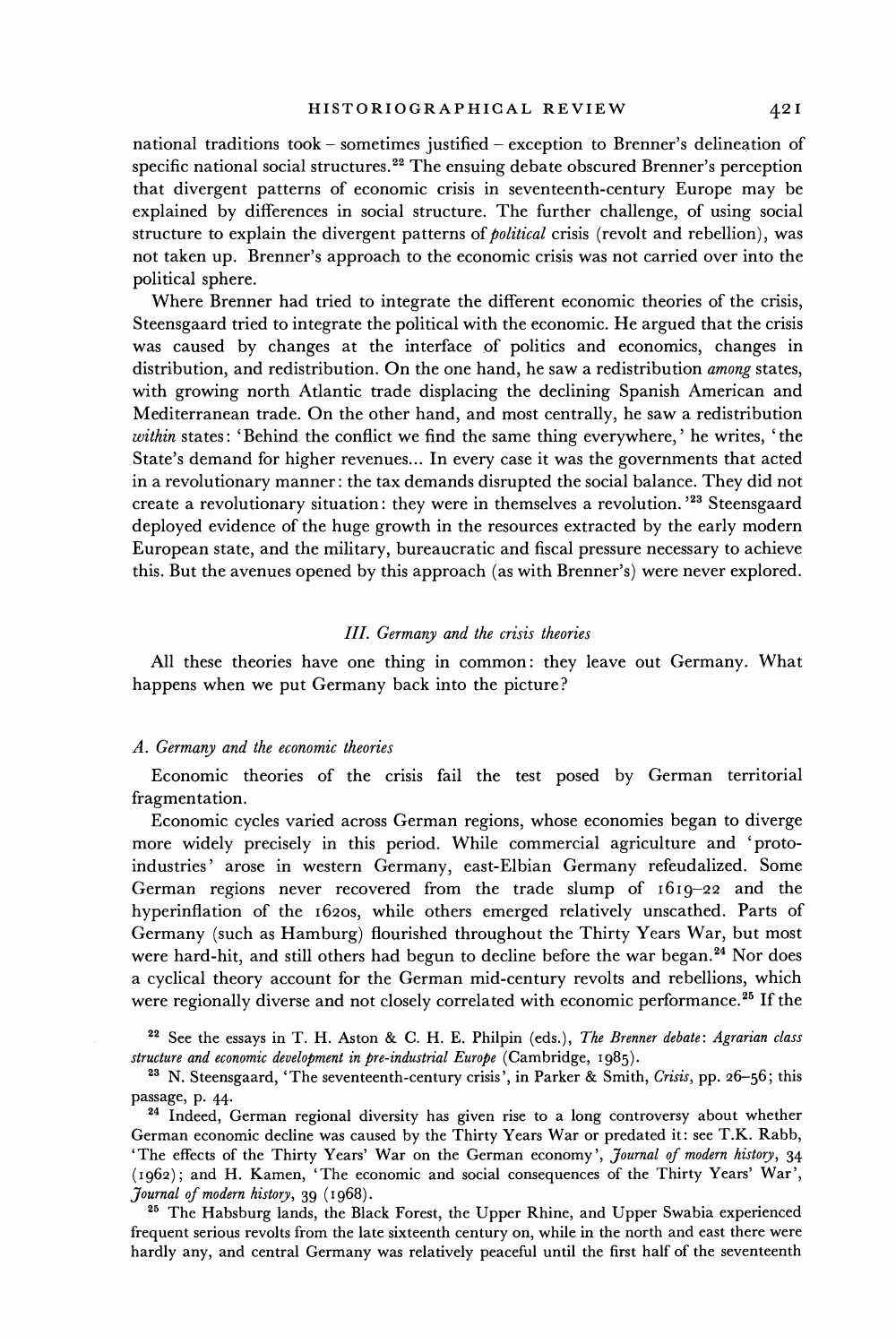national traditions took – sometimes justified – exception to Brenner's delineation of specific national social structures.[22] The ensuing debate obscured Brenner's perception that divergent patterns of economic crisis in seventeenth-century Europe may be explained by differences in social structure. The further challenge, of using social structure to explain the divergent patterns of *political* crisis (revolt and rebellion), was not taken up. Brenner's approach to the economic crisis was not carried over into the political sphere.

Where Brenner had tried to integrate the different economic theories of the crisis, Steensgaard tried to integrate the political with the economic. He argued that the crisis was caused by changes at the interface of politics and economics, changes in distribution, and redistribution. On the one hand, he saw a redistribution *among* states, with growing north Atlantic trade displacing the declining Spanish American and Mediterranean trade. On the other hand, and most centrally, he saw a redistribution *within* states: 'Behind the conflict we find the same thing everywhere,' he writes, 'the State's demand for higher revenues... In every case it was the governments that acted in a revolutionary manner: the tax demands disrupted the social balance. They did not create a revolutionary situation: they were in themselves a revolution.'[23] Steensgaard deployed evidence of the huge growth in the resources extracted by the early modern European state, and the military, bureaucratic and fiscal pressure necessary to achieve this. But the avenues opened by this approach (as with Brenner's) were never explored.

## *III. Germany and the crisis theories*

All these theories have one thing in common: they leave out Germany. What happens when we put Germany back into the picture?

### *A. Germany and the economic theories*

Economic theories of the crisis fail the test posed by German territorial fragmentation.

Economic cycles varied across German regions, whose economies began to diverge more widely precisely in this period. While commercial agriculture and 'proto-industries' arose in western Germany, east-Elbian Germany refeudalized. Some German regions never recovered from the trade slump of 1619–22 and the hyperinflation of the 1620s, while others emerged relatively unscathed. Parts of Germany (such as Hamburg) flourished throughout the Thirty Years War, but most were hard-hit, and still others had begun to decline before the war began.[24] Nor does a cyclical theory account for the German mid-century revolts and rebellions, which were regionally diverse and not closely correlated with economic performance.[25] If the

[22] See the essays in T. H. Aston & C. H. E. Philpin (eds.), *The Brenner debate: Agrarian class structure and economic development in pre-industrial Europe* (Cambridge, 1985).

[23] N. Steensgaard, 'The seventeenth-century crisis', in Parker & Smith, *Crisis*, pp. 26–56; this passage, p. 44.

[24] Indeed, German regional diversity has given rise to a long controversy about whether German economic decline was caused by the Thirty Years War or predated it: see T.K. Rabb, 'The effects of the Thirty Years' War on the German economy', *Journal of modern history*, 34 (1962); and H. Kamen, 'The economic and social consequences of the Thirty Years' War', *Journal of modern history*, 39 (1968).

[25] The Habsburg lands, the Black Forest, the Upper Rhine, and Upper Swabia experienced frequent serious revolts from the late sixteenth century on, while in the north and east there were hardly any, and central Germany was relatively peaceful until the first half of the seventeenth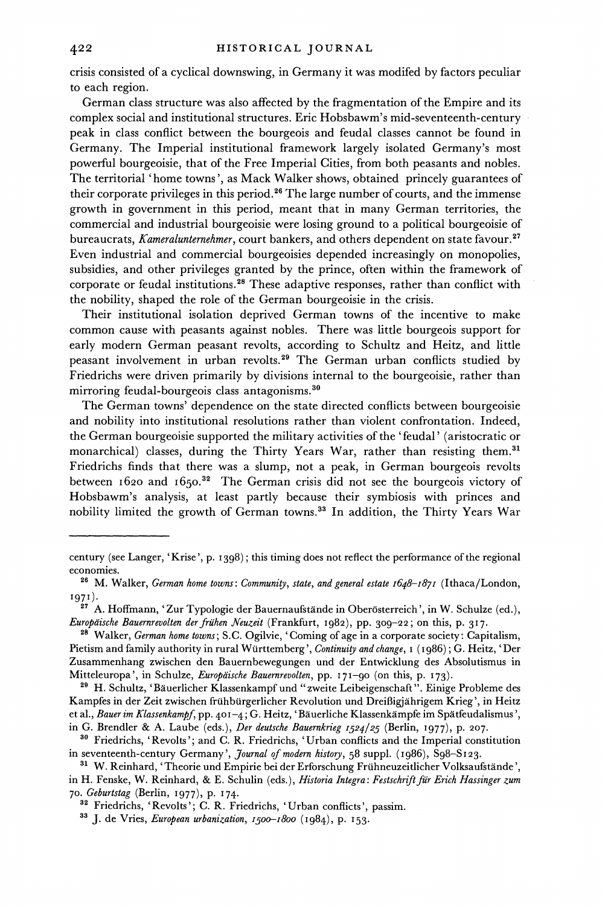crisis consisted of a cyclical downswing, in Germany it was modifed by factors peculiar to each region.

German class structure was also affected by the fragmentation of the Empire and its complex social and institutional structures. Eric Hobsbawm's mid-seventeenth-century peak in class conflict between the bourgeois and feudal classes cannot be found in Germany. The Imperial institutional framework largely isolated Germany's most powerful bourgeoisie, that of the Free Imperial Cities, from both peasants and nobles. The territorial 'home towns', as Mack Walker shows, obtained princely guarantees of their corporate privileges in this period.[26] The large number of courts, and the immense growth in government in this period, meant that in many German territories, the commercial and industrial bourgeoisie were losing ground to a political bourgeoisie of bureaucrats, *Kameralunternehmer*, court bankers, and others dependent on state favour.[27] Even industrial and commercial bourgeoisies depended increasingly on monopolies, subsidies, and other privileges granted by the prince, often within the framework of corporate or feudal institutions.[28] These adaptive responses, rather than conflict with the nobility, shaped the role of the German bourgeoisie in the crisis.

Their institutional isolation deprived German towns of the incentive to make common cause with peasants against nobles. There was little bourgeois support for early modern German peasant revolts, according to Schultz and Heitz, and little peasant involvement in urban revolts.[29] The German urban conflicts studied by Friedrichs were driven primarily by divisions internal to the bourgeoisie, rather than mirroring feudal-bourgeois class antagonisms.[30]

The German towns' dependence on the state directed conflicts between bourgeoisie and nobility into institutional resolutions rather than violent confrontation. Indeed, the German bourgeoisie supported the military activities of the 'feudal' (aristocratic or monarchical) classes, during the Thirty Years War, rather than resisting them.[31] Friedrichs finds that there was a slump, not a peak, in German bourgeois revolts between 1620 and 1650.[32] The German crisis did not see the bourgeois victory of Hobsbawm's analysis, at least partly because their symbiosis with princes and nobility limited the growth of German towns.[33] In addition, the Thirty Years War

---

century (see Langer, 'Krise', p. 1398); this timing does not reflect the performance of the regional economies.

[26] M. Walker, *German home towns: Community, state, and general estate 1648–1871* (Ithaca/London, 1971).

[27] A. Hoffmann, 'Zur Typologie der Bauernaufstände in Oberösterreich', in W. Schulze (ed.), *Europäische Bauernrevolten der frühen Neuzeit* (Frankfurt, 1982), pp. 309–22; on this, p. 317.

[28] Walker, *German home towns*; S.C. Ogilvie, 'Coming of age in a corporate society: Capitalism, Pietism and family authority in rural Württemberg', *Continuity and change*, 1 (1986); G. Heitz, 'Der Zusammenhang zwischen den Bauernbewegungen und der Entwicklung des Absolutismus in Mitteleuropa', in Schulze, *Europäische Bauernrevolten*, pp. 171–90 (on this, p. 173).

[29] H. Schultz, 'Bäuerlicher Klassenkampf und "zweite Leibeigenschaft". Einige Probleme des Kampfes in der Zeit zwischen frühbürgerlicher Revolution und Dreißigjährigem Krieg', in Heitz et al., *Bauer im Klassenkampf*, pp. 401–4; G. Heitz, 'Bäuerliche Klassenkämpfe im Spätfeudalismus', in G. Brendler & A. Laube (eds.), *Der deutsche Bauernkrieg 1524/25* (Berlin, 1977), p. 207.

[30] Friedrichs, 'Revolts'; and C. R. Friedrichs, 'Urban conflicts and the Imperial constitution in seventeenth-century Germany', *Journal of modern history*, 58 suppl. (1986), S98–S123.

[31] W. Reinhard, 'Theorie und Empirie bei der Erforschung Frühneuzeitlicher Volksaufstände', in H. Fenske, W. Reinhard, & E. Schulin (eds.), *Historia Integra: Festschrift für Erich Hassinger zum 70. Geburtstag* (Berlin, 1977), p. 174.

[32] Friedrichs, 'Revolts'; C. R. Friedrichs, 'Urban conflicts', passim.

[33] J. de Vries, *European urbanization, 1500–1800* (1984), p. 153.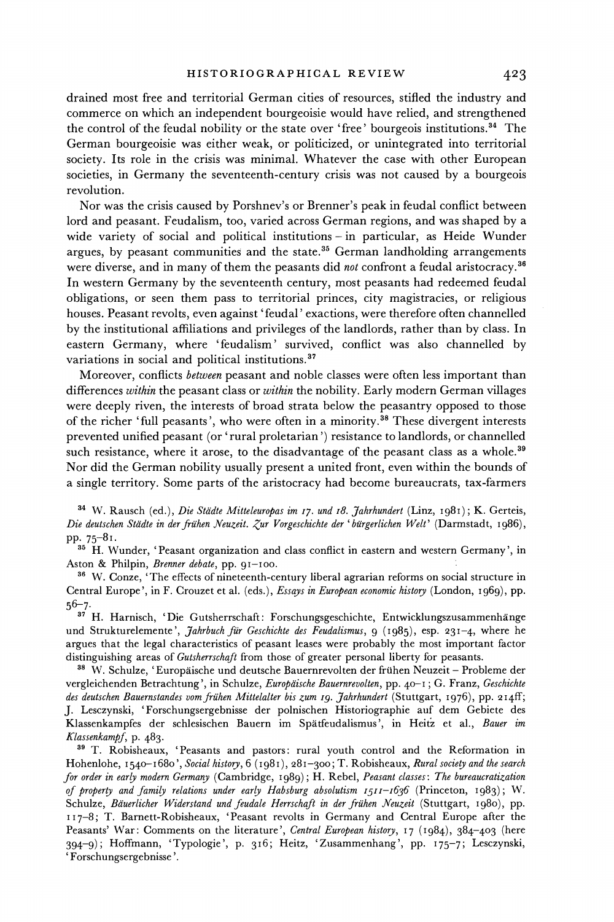drained most free and territorial German cities of resources, stifled the industry and commerce on which an independent bourgeoisie would have relied, and strengthened the control of the feudal nobility or the state over 'free' bourgeois institutions.[34] The German bourgeoisie was either weak, or politicized, or unintegrated into territorial society. Its role in the crisis was minimal. Whatever the case with other European societies, in Germany the seventeenth-century crisis was not caused by a bourgeois revolution.

Nor was the crisis caused by Porshnev's or Brenner's peak in feudal conflict between lord and peasant. Feudalism, too, varied across German regions, and was shaped by a wide variety of social and political institutions – in particular, as Heide Wunder argues, by peasant communities and the state.[35] German landholding arrangements were diverse, and in many of them the peasants did *not* confront a feudal aristocracy.[36] In western Germany by the seventeenth century, most peasants had redeemed feudal obligations, or seen them pass to territorial princes, city magistracies, or religious houses. Peasant revolts, even against 'feudal' exactions, were therefore often channelled by the institutional affiliations and privileges of the landlords, rather than by class. In eastern Germany, where 'feudalism' survived, conflict was also channelled by variations in social and political institutions.[37]

Moreover, conflicts *between* peasant and noble classes were often less important than differences *within* the peasant class or *within* the nobility. Early modern German villages were deeply riven, the interests of broad strata below the peasantry opposed to those of the richer 'full peasants', who were often in a minority.[38] These divergent interests prevented unified peasant (or 'rural proletarian') resistance to landlords, or channelled such resistance, where it arose, to the disadvantage of the peasant class as a whole.[39] Nor did the German nobility usually present a united front, even within the bounds of a single territory. Some parts of the aristocracy had become bureaucrats, tax-farmers

[34] W. Rausch (ed.), *Die Städte Mitteleuropas im 17. und 18. Jahrhundert* (Linz, 1981); K. Gerteis, *Die deutschen Städte in der frühen Neuzeit. Zur Vorgeschichte der 'bürgerlichen Welt'* (Darmstadt, 1986), pp. 75–81.

[35] H. Wunder, 'Peasant organization and class conflict in eastern and western Germany', in Aston & Philpin, *Brenner debate*, pp. 91–100.

[36] W. Conze, 'The effects of nineteenth-century liberal agrarian reforms on social structure in Central Europe', in F. Crouzet et al. (eds.), *Essays in European economic history* (London, 1969), pp. 56–7.

[37] H. Harnisch, 'Die Gutsherrschaft: Forschungsgeschichte, Entwicklungszusammenhänge und Strukturelemente', *Jahrbuch für Geschichte des Feudalismus*, 9 (1985), esp. 231–4, where he argues that the legal characteristics of peasant leases were probably the most important factor distinguishing areas of *Gutsherrschaft* from those of greater personal liberty for peasants.

[38] W. Schulze, 'Europäische und deutsche Bauernrevolten der frühen Neuzeit – Probleme der vergleichenden Betrachtung', in Schulze, *Europäische Bauernrevolten*, pp. 40–1; G. Franz, *Geschichte des deutschen Bauernstandes vom frühen Mittelalter bis zum 19. Jahrhundert* (Stuttgart, 1976), pp. 214ff; J. Lesczynski, 'Forschungsergebnisse der polnischen Historiographie auf dem Gebiete des Klassenkampfes der schlesischen Bauern im Spätfeudalismus', in Heitz et al., *Bauer im Klassenkampf*, p. 483.

[39] T. Robisheaux, 'Peasants and pastors: rural youth control and the Reformation in Hohenlohe, 1540–1680', *Social history*, 6 (1981), 281–300; T. Robisheaux, *Rural society and the search for order in early modern Germany* (Cambridge, 1989); H. Rebel, *Peasant classes: The bureaucratization of property and family relations under early Habsburg absolutism 1511–1636* (Princeton, 1983); W. Schulze, *Bäuerlicher Widerstand und feudale Herrschaft in der frühen Neuzeit* (Stuttgart, 1980), pp. 117–8; T. Barnett-Robisheaux, 'Peasant revolts in Germany and Central Europe after the Peasants' War: Comments on the literature', *Central European history*, 17 (1984), 384–403 (here 394–9); Hoffmann, 'Typologie', p. 316; Heitz, 'Zusammenhang', pp. 175–7; Lesczynski, 'Forschungsergebnisse'.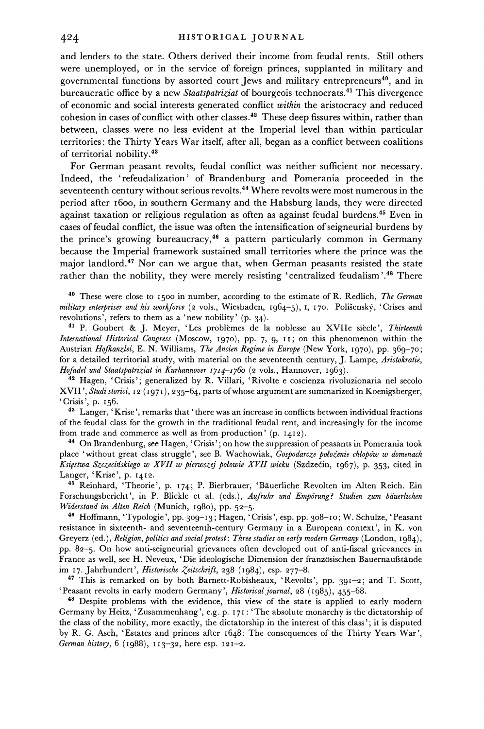and lenders to the state. Others derived their income from feudal rents. Still others were unemployed, or in the service of foreign princes, supplanted in military and governmental functions by assorted court Jews and military entrepreneurs[40], and in bureaucratic office by a new *Staatspatriziat* of bourgeois technocrats.[41] This divergence of economic and social interests generated conflict *within* the aristocracy and reduced cohesion in cases of conflict with other classes.[42] These deep fissures within, rather than between, classes were no less evident at the Imperial level than within particular territories: the Thirty Years War itself, after all, began as a conflict between coalitions of territorial nobility.[43]

For German peasant revolts, feudal conflict was neither sufficient nor necessary. Indeed, the 'refeudalization' of Brandenburg and Pomerania proceeded in the seventeenth century without serious revolts.[44] Where revolts were most numerous in the period after 1600, in southern Germany and the Habsburg lands, they were directed against taxation or religious regulation as often as against feudal burdens.[45] Even in cases of feudal conflict, the issue was often the intensification of seigneurial burdens by the prince's growing bureaucracy,[46] a pattern particularly common in Germany because the Imperial framework sustained small territories where the prince was the major landlord.[47] Nor can we argue that, when German peasants resisted the state rather than the nobility, they were merely resisting 'centralized feudalism'.[48] There

---

[40] These were close to 1500 in number, according to the estimate of R. Redlich, *The German military enterpriser and his workforce* (2 vols., Wiesbaden, 1964–5), I, 170. Polišenský, 'Crises and revolutions', refers to them as a 'new nobility' (p. 34).

[41] P. Goubert & J. Meyer, 'Les problèmes de la noblesse au XVIIe siècle', *Thirteenth International Historical Congress* (Moscow, 1970), pp. 7, 9, 11; on this phenomenon within the Austrian *Hofkanzlei*, E. N. Williams, *The Ancien Regime in Europe* (New York, 1970), pp. 369–70; for a detailed territorial study, with material on the seventeenth century, J. Lampe, *Aristokratie, Hofadel und Staatspatriziat in Kurhannover 1714–1760* (2 vols., Hannover, 1963).

[42] Hagen, 'Crisis'; generalized by R. Villari, 'Rivolte e coscienza rivoluzionaria nel secolo XVII', *Studi storici*, 12 (1971), 235–64, parts of whose argument are summarized in Koenigsberger, 'Crisis', p. 156.

[43] Langer, 'Krise', remarks that 'there was an increase in conflicts between individual fractions of the feudal class for the growth in the traditional feudal rent, and increasingly for the income from trade and commerce as well as from production' (p. 1412).

[44] On Brandenburg, see Hagen, 'Crisis'; on how the suppression of peasants in Pomerania took place 'without great class struggle', see B. Wachowiak, *Gospodarcze położenie chłopów w domenach Księstwa Szczecińskiego w XVII w pierwszej połowie XVII wieku* (Szdzećin, 1967), p. 353, cited in Langer, 'Krise', p. 1412.

[45] Reinhard, 'Theorie', p. 174; P. Bierbrauer, 'Bäuerliche Revolten im Alten Reich. Ein Forschungsbericht', in P. Blickle et al. (eds.), *Aufruhr und Empörung? Studien zum bäuerlichen Widerstand im Alten Reich* (Munich, 1980), pp. 52–5.

[46] Hoffmann, 'Typologie', pp. 309–13; Hagen, 'Crisis', esp. pp. 308–10; W. Schulze, 'Peasant resistance in sixteenth- and seventeenth-century Germany in a European context', in K. von Greyerz (ed.), *Religion, politics and social protest: Three studies on early modern Germany* (London, 1984), pp. 82–5. On how anti-seigneurial grievances often developed out of anti-fiscal grievances in France as well, see H. Neveux, 'Die ideologische Dimension der französischen Bauernaufstände im 17. Jahrhundert', *Historische Zeitschrift*, 238 (1984), esp. 277–8.

[47] This is remarked on by both Barnett-Robisheaux, 'Revolts', pp. 391–2; and T. Scott, 'Peasant revolts in early modern Germany', *Historical journal*, 28 (1985), 455–68.

[48] Despite problems with the evidence, this view of the state is applied to early modern Germany by Heitz, 'Zusammenhang', e.g. p. 171: 'The absolute monarchy is the dictatorship of the class of the nobility, more exactly, the dictatorship in the interest of this class'; it is disputed by R. G. Asch, 'Estates and princes after 1648: The consequences of the Thirty Years War', *German history*, 6 (1988), 113–32, here esp. 121–2.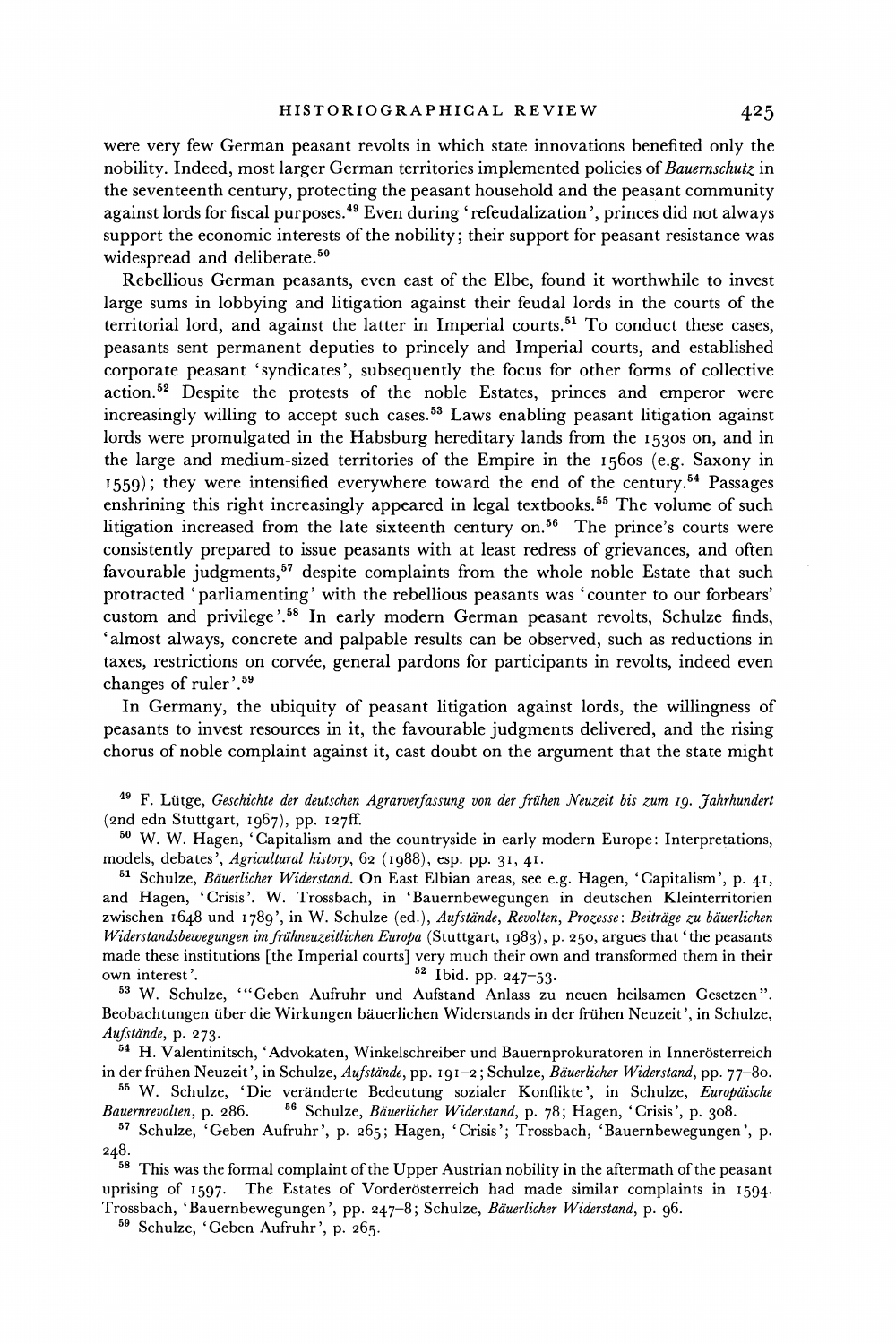were very few German peasant revolts in which state innovations benefited only the nobility. Indeed, most larger German territories implemented policies of *Bauernschutz* in the seventeenth century, protecting the peasant household and the peasant community against lords for fiscal purposes.[49] Even during 'refeudalization', princes did not always support the economic interests of the nobility; their support for peasant resistance was widespread and deliberate.[50]

Rebellious German peasants, even east of the Elbe, found it worthwhile to invest large sums in lobbying and litigation against their feudal lords in the courts of the territorial lord, and against the latter in Imperial courts.[51] To conduct these cases, peasants sent permanent deputies to princely and Imperial courts, and established corporate peasant 'syndicates', subsequently the focus for other forms of collective action.[52] Despite the protests of the noble Estates, princes and emperor were increasingly willing to accept such cases.[53] Laws enabling peasant litigation against lords were promulgated in the Habsburg hereditary lands from the 1530s on, and in the large and medium-sized territories of the Empire in the 1560s (e.g. Saxony in 1559); they were intensified everywhere toward the end of the century.[54] Passages enshrining this right increasingly appeared in legal textbooks.[55] The volume of such litigation increased from the late sixteenth century on.[56] The prince's courts were consistently prepared to issue peasants with at least redress of grievances, and often favourable judgments,[57] despite complaints from the whole noble Estate that such protracted 'parliamenting' with the rebellious peasants was 'counter to our forbears' custom and privilege'.[58] In early modern German peasant revolts, Schulze finds, 'almost always, concrete and palpable results can be observed, such as reductions in taxes, restrictions on corvée, general pardons for participants in revolts, indeed even changes of ruler'.[59]

In Germany, the ubiquity of peasant litigation against lords, the willingness of peasants to invest resources in it, the favourable judgments delivered, and the rising chorus of noble complaint against it, cast doubt on the argument that the state might

---

[49] F. Lütge, *Geschichte der deutschen Agrarverfassung von der frühen Neuzeit bis zum 19. Jahrhundert* (2nd edn Stuttgart, 1967), pp. 127ff.

[50] W. W. Hagen, 'Capitalism and the countryside in early modern Europe: Interpretations, models, debates', *Agricultural history*, 62 (1988), esp. pp. 31, 41.

[51] Schulze, *Bäuerlicher Widerstand*. On East Elbian areas, see e.g. Hagen, 'Capitalism', p. 41, and Hagen, 'Crisis'. W. Trossbach, in 'Bauernbewegungen in deutschen Kleinterritorien zwischen 1648 und 1789', in W. Schulze (ed.), *Aufstände, Revolten, Prozesse: Beiträge zu bäuerlichen Widerstandsbewegungen im frühneuzeitlichen Europa* (Stuttgart, 1983), p. 250, argues that 'the peasants made these institutions [the Imperial courts] very much their own and transformed them in their own interest'.

[52] Ibid. pp. 247–53.

[53] W. Schulze, '"Geben Aufruhr und Aufstand Anlass zu neuen heilsamen Gesetzen". Beobachtungen über die Wirkungen bäuerlichen Widerstands in der frühen Neuzeit', in Schulze, *Aufstände*, p. 273.

[54] H. Valentinitsch, 'Advokaten, Winkelschreiber und Bauernprokuratoren in Innerösterreich in der frühen Neuzeit', in Schulze, *Aufstände*, pp. 191–2; Schulze, *Bäuerlicher Widerstand*, pp. 77–80.

[55] W. Schulze, 'Die veränderte Bedeutung sozialer Konflikte', in Schulze, *Europäische Bauernrevolten*, p. 286.

[56] Schulze, *Bäuerlicher Widerstand*, p. 78; Hagen, 'Crisis', p. 308.

[57] Schulze, 'Geben Aufruhr', p. 265; Hagen, 'Crisis'; Trossbach, 'Bauernbewegungen', p. 248.

[58] This was the formal complaint of the Upper Austrian nobility in the aftermath of the peasant uprising of 1597. The Estates of Vorderösterreich had made similar complaints in 1594. Trossbach, 'Bauernbewegungen', pp. 247–8; Schulze, *Bäuerlicher Widerstand*, p. 96.

[59] Schulze, 'Geben Aufruhr', p. 265.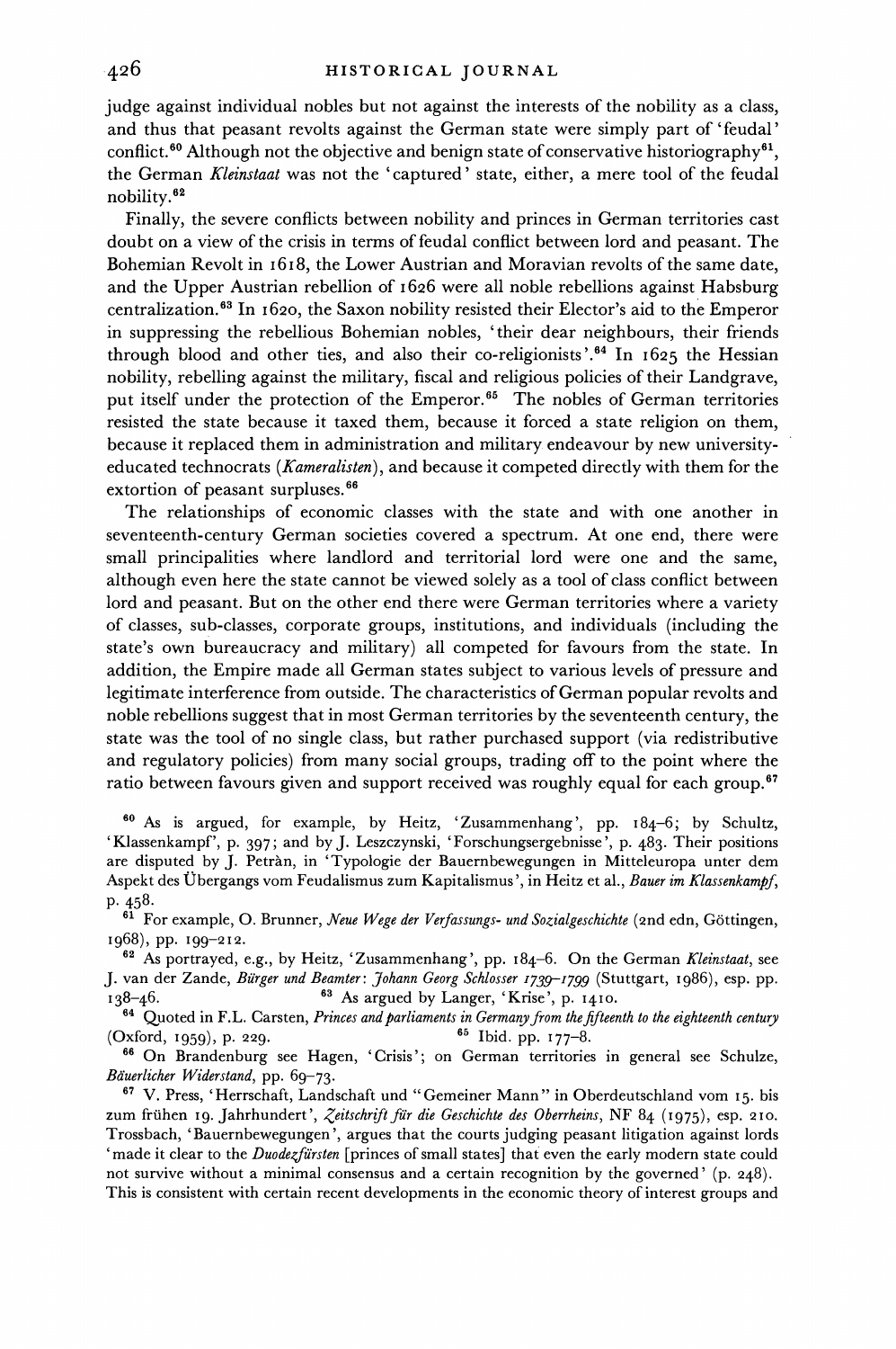judge against individual nobles but not against the interests of the nobility as a class, and thus that peasant revolts against the German state were simply part of 'feudal' conflict.[60] Although not the objective and benign state of conservative historiography[61], the German *Kleinstaat* was not the 'captured' state, either, a mere tool of the feudal nobility.[62]

Finally, the severe conflicts between nobility and princes in German territories cast doubt on a view of the crisis in terms of feudal conflict between lord and peasant. The Bohemian Revolt in 1618, the Lower Austrian and Moravian revolts of the same date, and the Upper Austrian rebellion of 1626 were all noble rebellions against Habsburg centralization.[63] In 1620, the Saxon nobility resisted their Elector's aid to the Emperor in suppressing the rebellious Bohemian nobles, 'their dear neighbours, their friends through blood and other ties, and also their co-religionists'.[64] In 1625 the Hessian nobility, rebelling against the military, fiscal and religious policies of their Landgrave, put itself under the protection of the Emperor.[65] The nobles of German territories resisted the state because it taxed them, because it forced a state religion on them, because it replaced them in administration and military endeavour by new university-educated technocrats (*Kameralisten*), and because it competed directly with them for the extortion of peasant surpluses.[66]

The relationships of economic classes with the state and with one another in seventeenth-century German societies covered a spectrum. At one end, there were small principalities where landlord and territorial lord were one and the same, although even here the state cannot be viewed solely as a tool of class conflict between lord and peasant. But on the other end there were German territories where a variety of classes, sub-classes, corporate groups, institutions, and individuals (including the state's own bureaucracy and military) all competed for favours from the state. In addition, the Empire made all German states subject to various levels of pressure and legitimate interference from outside. The characteristics of German popular revolts and noble rebellions suggest that in most German territories by the seventeenth century, the state was the tool of no single class, but rather purchased support (via redistributive and regulatory policies) from many social groups, trading off to the point where the ratio between favours given and support received was roughly equal for each group.[67]

[60] As is argued, for example, by Heitz, 'Zusammenhang', pp. 184–6; by Schultz, 'Klassenkampf', p. 397; and by J. Leszczynski, 'Forschungsergebnisse', p. 483. Their positions are disputed by J. Petràn, in 'Typologie der Bauernbewegungen in Mitteleuropa unter dem Aspekt des Übergangs vom Feudalismus zum Kapitalismus', in Heitz et al., *Bauer im Klassenkampf*, p. 458.

[61] For example, O. Brunner, *Neue Wege der Verfassungs- und Sozialgeschichte* (2nd edn, Göttingen, 1968), pp. 199–212.

[62] As portrayed, e.g., by Heitz, 'Zusammenhang', pp. 184–6. On the German *Kleinstaat*, see J. van der Zande, *Bürger und Beamter: Johann Georg Schlosser 1739–1799* (Stuttgart, 1986), esp. pp. 138–46.

[63] As argued by Langer, 'Krise', p. 1410.

[64] Quoted in F.L. Carsten, *Princes and parliaments in Germany from the fifteenth to the eighteenth century* (Oxford, 1959), p. 229.

[65] Ibid. pp. 177–8.

[66] On Brandenburg see Hagen, 'Crisis'; on German territories in general see Schulze, *Bäuerlicher Widerstand*, pp. 69–73.

[67] V. Press, 'Herrschaft, Landschaft und "Gemeiner Mann" in Oberdeutschland vom 15. bis zum frühen 19. Jahrhundert', *Zeitschrift für die Geschichte des Oberrheins*, NF 84 (1975), esp. 210. Trossbach, 'Bauernbewegungen', argues that the courts judging peasant litigation against lords 'made it clear to the *Duodezfürsten* [princes of small states] that even the early modern state could not survive without a minimal consensus and a certain recognition by the governed' (p. 248). This is consistent with certain recent developments in the economic theory of interest groups and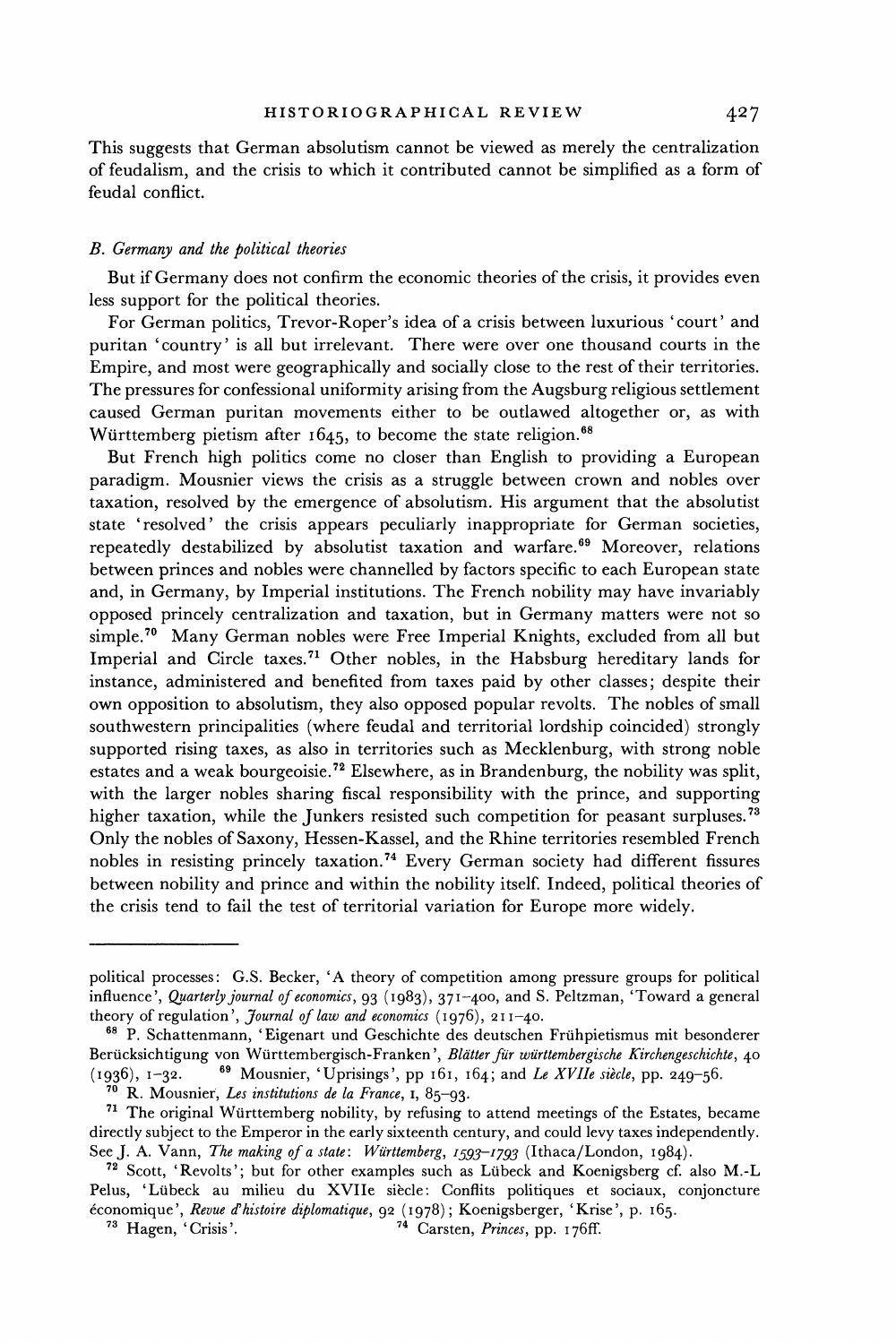This suggests that German absolutism cannot be viewed as merely the centralization of feudalism, and the crisis to which it contributed cannot be simplified as a form of feudal conflict.

### B. Germany and the political theories

But if Germany does not confirm the economic theories of the crisis, it provides even less support for the political theories.

For German politics, Trevor-Roper's idea of a crisis between luxurious 'court' and puritan 'country' is all but irrelevant. There were over one thousand courts in the Empire, and most were geographically and socially close to the rest of their territories. The pressures for confessional uniformity arising from the Augsburg religious settlement caused German puritan movements either to be outlawed altogether or, as with Württemberg pietism after 1645, to become the state religion.[68]

But French high politics come no closer than English to providing a European paradigm. Mousnier views the crisis as a struggle between crown and nobles over taxation, resolved by the emergence of absolutism. His argument that the absolutist state 'resolved' the crisis appears peculiarly inappropriate for German societies, repeatedly destabilized by absolutist taxation and warfare.[69] Moreover, relations between princes and nobles were channelled by factors specific to each European state and, in Germany, by Imperial institutions. The French nobility may have invariably opposed princely centralization and taxation, but in Germany matters were not so simple.[70] Many German nobles were Free Imperial Knights, excluded from all but Imperial and Circle taxes.[71] Other nobles, in the Habsburg hereditary lands for instance, administered and benefited from taxes paid by other classes; despite their own opposition to absolutism, they also opposed popular revolts. The nobles of small southwestern principalities (where feudal and territorial lordship coincided) strongly supported rising taxes, as also in territories such as Mecklenburg, with strong noble estates and a weak bourgeoisie.[72] Elsewhere, as in Brandenburg, the nobility was split, with the larger nobles sharing fiscal responsibility with the prince, and supporting higher taxation, while the Junkers resisted such competition for peasant surpluses.[73] Only the nobles of Saxony, Hessen-Kassel, and the Rhine territories resembled French nobles in resisting princely taxation.[74] Every German society had different fissures between nobility and prince and within the nobility itself. Indeed, political theories of the crisis tend to fail the test of territorial variation for Europe more widely.

---

political processes: G.S. Becker, 'A theory of competition among pressure groups for political influence', *Quarterly journal of economics*, 93 (1983), 371–400, and S. Peltzman, 'Toward a general theory of regulation', *Journal of law and economics* (1976), 211–40.

[68] P. Schattenmann, 'Eigenart und Geschichte des deutschen Frühpietismus mit besonderer Berücksichtigung von Württembergisch-Franken', *Blätter für württembergische Kirchengeschichte*, 40 (1936), 1–32.

[69] Mousnier, 'Uprisings', pp 161, 164; and *Le XVIIe siècle*, pp. 249–56.

[70] R. Mousnier, *Les institutions de la France*, I, 85–93.

[71] The original Württemberg nobility, by refusing to attend meetings of the Estates, became directly subject to the Emperor in the early sixteenth century, and could levy taxes independently. See J. A. Vann, *The making of a state: Württemberg, 1593–1793* (Ithaca/London, 1984).

[72] Scott, 'Revolts'; but for other examples such as Lübeck and Koenigsberg cf. also M.-L Pelus, 'Lübeck au milieu du XVIIe siècle: Conflits politiques et sociaux, conjoncture économique', *Revue d'histoire diplomatique*, 92 (1978); Koenigsberger, 'Krise', p. 165.

[73] Hagen, 'Crisis'.

[74] Carsten, *Princes*, pp. 176ff.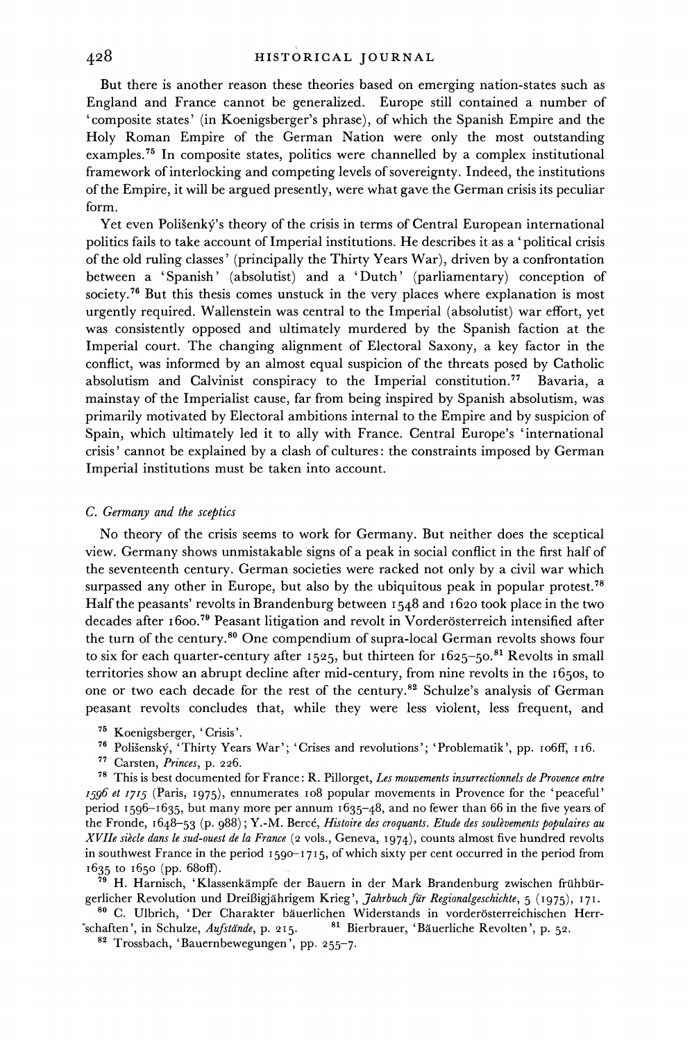But there is another reason these theories based on emerging nation-states such as England and France cannot be generalized. Europe still contained a number of 'composite states' (in Koenigsberger's phrase), of which the Spanish Empire and the Holy Roman Empire of the German Nation were only the most outstanding examples.[75] In composite states, politics were channelled by a complex institutional framework of interlocking and competing levels of sovereignty. Indeed, the institutions of the Empire, it will be argued presently, were what gave the German crisis its peculiar form.

Yet even Polišenský's theory of the crisis in terms of Central European international politics fails to take account of Imperial institutions. He describes it as a 'political crisis of the old ruling classes' (principally the Thirty Years War), driven by a confrontation between a 'Spanish' (absolutist) and a 'Dutch' (parliamentary) conception of society.[76] But this thesis comes unstuck in the very places where explanation is most urgently required. Wallenstein was central to the Imperial (absolutist) war effort, yet was consistently opposed and ultimately murdered by the Spanish faction at the Imperial court. The changing alignment of Electoral Saxony, a key factor in the conflict, was informed by an almost equal suspicion of the threats posed by Catholic absolutism and Calvinist conspiracy to the Imperial constitution.[77] Bavaria, a mainstay of the Imperialist cause, far from being inspired by Spanish absolutism, was primarily motivated by Electoral ambitions internal to the Empire and by suspicion of Spain, which ultimately led it to ally with France. Central Europe's 'international crisis' cannot be explained by a clash of cultures: the constraints imposed by German Imperial institutions must be taken into account.

### *C. Germany and the sceptics*

No theory of the crisis seems to work for Germany. But neither does the sceptical view. Germany shows unmistakable signs of a peak in social conflict in the first half of the seventeenth century. German societies were racked not only by a civil war which surpassed any other in Europe, but also by the ubiquitous peak in popular protest.[78] Half the peasants' revolts in Brandenburg between 1548 and 1620 took place in the two decades after 1600.[79] Peasant litigation and revolt in Vorderösterreich intensified after the turn of the century.[80] One compendium of supra-local German revolts shows four to six for each quarter-century after 1525, but thirteen for 1625–50.[81] Revolts in small territories show an abrupt decline after mid-century, from nine revolts in the 1650s, to one or two each decade for the rest of the century.[82] Schulze's analysis of German peasant revolts concludes that, while they were less violent, less frequent, and

[75] Koenigsberger, 'Crisis'.

[76] Polišenský, 'Thirty Years War'; 'Crises and revolutions'; 'Problematik', pp. 106ff, 116.

[77] Carsten, *Princes*, p. 226.

[78] This is best documented for France: R. Pillorget, *Les mouvements insurrectionnels de Provence entre 1596 et 1715* (Paris, 1975), ennumerates 108 popular movements in Provence for the 'peaceful' period 1596–1635, but many more per annum 1635–48, and no fewer than 66 in the five years of the Fronde, 1648–53 (p. 988); Y.-M. Bercé, *Histoire des croquants. Etude des soulèvements populaires au XVIIe siècle dans le sud-ouest de la France* (2 vols., Geneva, 1974), counts almost five hundred revolts in southwest France in the period 1590–1715, of which sixty per cent occurred in the period from 1635 to 1650 (pp. 680ff).

[79] H. Harnisch, 'Klassenkämpfe der Bauern in der Mark Brandenburg zwischen frühbürgerlicher Revolution und Dreißigjährigem Krieg', *Jahrbuch für Regionalgeschichte*, 5 (1975), 171.

[80] C. Ulbrich, 'Der Charakter bäuerlichen Widerstands in vorderösterreichischen Herrschaften', in Schulze, *Aufstände*, p. 215.

[81] Bierbrauer, 'Bäuerliche Revolten', p. 52.

[82] Trossbach, 'Bauernbewegungen', pp. 255–7.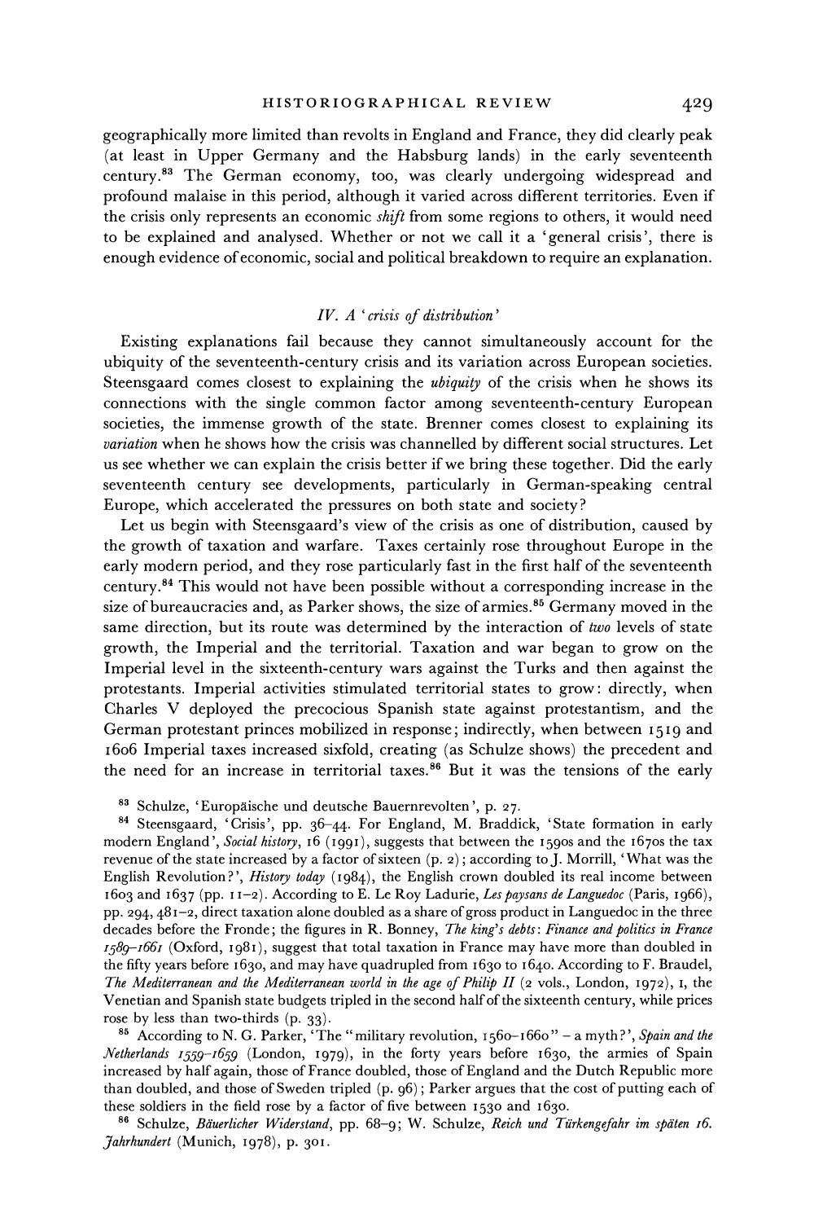geographically more limited than revolts in England and France, they did clearly peak (at least in Upper Germany and the Habsburg lands) in the early seventeenth century.[83] The German economy, too, was clearly undergoing widespread and profound malaise in this period, although it varied across different territories. Even if the crisis only represents an economic *shift* from some regions to others, it would need to be explained and analysed. Whether or not we call it a 'general crisis', there is enough evidence of economic, social and political breakdown to require an explanation.

### IV. *A 'crisis of distribution'*

Existing explanations fail because they cannot simultaneously account for the ubiquity of the seventeenth-century crisis and its variation across European societies. Steensgaard comes closest to explaining the *ubiquity* of the crisis when he shows its connections with the single common factor among seventeenth-century European societies, the immense growth of the state. Brenner comes closest to explaining its *variation* when he shows how the crisis was channelled by different social structures. Let us see whether we can explain the crisis better if we bring these together. Did the early seventeenth century see developments, particularly in German-speaking central Europe, which accelerated the pressures on both state and society?

Let us begin with Steensgaard's view of the crisis as one of distribution, caused by the growth of taxation and warfare. Taxes certainly rose throughout Europe in the early modern period, and they rose particularly fast in the first half of the seventeenth century.[84] This would not have been possible without a corresponding increase in the size of bureaucracies and, as Parker shows, the size of armies.[85] Germany moved in the same direction, but its route was determined by the interaction of *two* levels of state growth, the Imperial and the territorial. Taxation and war began to grow on the Imperial level in the sixteenth-century wars against the Turks and then against the protestants. Imperial activities stimulated territorial states to grow: directly, when Charles V deployed the precocious Spanish state against protestantism, and the German protestant princes mobilized in response; indirectly, when between 1519 and 1606 Imperial taxes increased sixfold, creating (as Schulze shows) the precedent and the need for an increase in territorial taxes.[86] But it was the tensions of the early

[83] Schulze, 'Europäische und deutsche Bauernrevolten', p. 27.

[84] Steensgaard, 'Crisis', pp. 36–44. For England, M. Braddick, 'State formation in early modern England', *Social history*, 16 (1991), suggests that between the 1590s and the 1670s the tax revenue of the state increased by a factor of sixteen (p. 2); according to J. Morrill, 'What was the English Revolution?', *History today* (1984), the English crown doubled its real income between 1603 and 1637 (pp. 11–2). According to E. Le Roy Ladurie, *Les paysans de Languedoc* (Paris, 1966), pp. 294, 481–2, direct taxation alone doubled as a share of gross product in Languedoc in the three decades before the Fronde; the figures in R. Bonney, *The king's debts: Finance and politics in France 1589–1661* (Oxford, 1981), suggest that total taxation in France may have more than doubled in the fifty years before 1630, and may have quadrupled from 1630 to 1640. According to F. Braudel, *The Mediterranean and the Mediterranean world in the age of Philip II* (2 vols., London, 1972), I, the Venetian and Spanish state budgets tripled in the second half of the sixteenth century, while prices rose by less than two-thirds (p. 33).

[85] According to N. G. Parker, 'The "military revolution, 1560–1660" – a myth?', *Spain and the Netherlands 1559–1659* (London, 1979), in the forty years before 1630, the armies of Spain increased by half again, those of France doubled, those of England and the Dutch Republic more than doubled, and those of Sweden tripled (p. 96); Parker argues that the cost of putting each of these soldiers in the field rose by a factor of five between 1530 and 1630.

[86] Schulze, *Bäuerlicher Widerstand*, pp. 68–9; W. Schulze, *Reich und Türkengefahr im späten 16. Jahrhundert* (Munich, 1978), p. 301.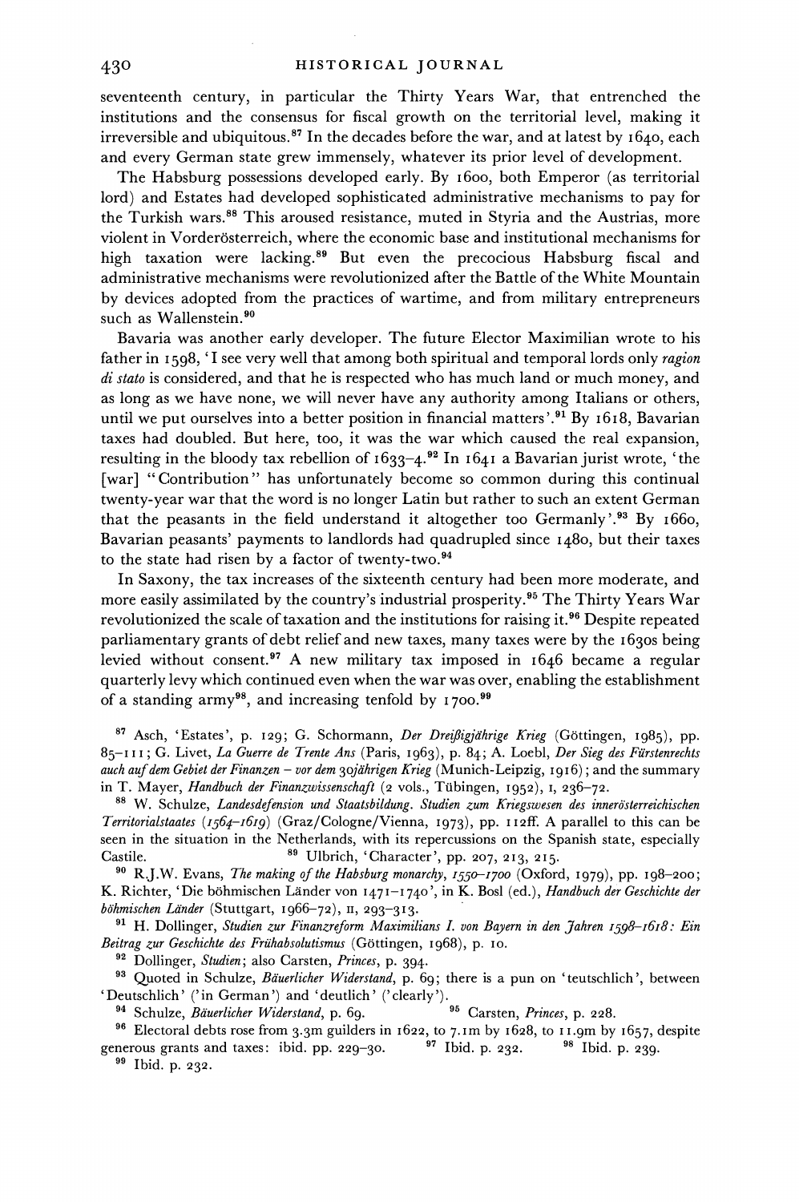seventeenth century, in particular the Thirty Years War, that entrenched the institutions and the consensus for fiscal growth on the territorial level, making it irreversible and ubiquitous.[87] In the decades before the war, and at latest by 1640, each and every German state grew immensely, whatever its prior level of development.

The Habsburg possessions developed early. By 1600, both Emperor (as territorial lord) and Estates had developed sophisticated administrative mechanisms to pay for the Turkish wars.[88] This aroused resistance, muted in Styria and the Austrias, more violent in Vorderösterreich, where the economic base and institutional mechanisms for high taxation were lacking.[89] But even the precocious Habsburg fiscal and administrative mechanisms were revolutionized after the Battle of the White Mountain by devices adopted from the practices of wartime, and from military entrepreneurs such as Wallenstein.[90]

Bavaria was another early developer. The future Elector Maximilian wrote to his father in 1598, 'I see very well that among both spiritual and temporal lords only *ragion di stato* is considered, and that he is respected who has much land or much money, and as long as we have none, we will never have any authority among Italians or others, until we put ourselves into a better position in financial matters'.[91] By 1618, Bavarian taxes had doubled. But here, too, it was the war which caused the real expansion, resulting in the bloody tax rebellion of 1633–4.[92] In 1641 a Bavarian jurist wrote, 'the [war] "Contribution" has unfortunately become so common during this continual twenty-year war that the word is no longer Latin but rather to such an extent German that the peasants in the field understand it altogether too Germanly'.[93] By 1660, Bavarian peasants' payments to landlords had quadrupled since 1480, but their taxes to the state had risen by a factor of twenty-two.[94]

In Saxony, the tax increases of the sixteenth century had been more moderate, and more easily assimilated by the country's industrial prosperity.[95] The Thirty Years War revolutionized the scale of taxation and the institutions for raising it.[96] Despite repeated parliamentary grants of debt relief and new taxes, many taxes were by the 1630s being levied without consent.[97] A new military tax imposed in 1646 became a regular quarterly levy which continued even when the war was over, enabling the establishment of a standing army[98], and increasing tenfold by 1700.[99]

---

[87] Asch, 'Estates', p. 129; G. Schormann, *Der Dreißigjährige Krieg* (Göttingen, 1985), pp. 85–111; G. Livet, *La Guerre de Trente Ans* (Paris, 1963), p. 84; A. Loebl, *Der Sieg des Fürstenrechts auch auf dem Gebiet der Finanzen – vor dem 30jährigen Krieg* (Munich-Leipzig, 1916); and the summary in T. Mayer, *Handbuch der Finanzwissenschaft* (2 vols., Tübingen, 1952), I, 236–72.

[88] W. Schulze, *Landesdefension und Staatsbildung. Studien zum Kriegswesen des innerösterreichischen Territorialstaates (1564–1619)* (Graz/Cologne/Vienna, 1973), pp. 112ff. A parallel to this can be seen in the situation in the Netherlands, with its repercussions on the Spanish state, especially Castile.

[89] Ulbrich, 'Character', pp. 207, 213, 215.

[90] R.J.W. Evans, *The making of the Habsburg monarchy, 1550–1700* (Oxford, 1979), pp. 198–200; K. Richter, 'Die böhmischen Länder von 1471–1740', in K. Bosl (ed.), *Handbuch der Geschichte der böhmischen Länder* (Stuttgart, 1966–72), II, 293–313.

[91] H. Dollinger, *Studien zur Finanzreform Maximilians I. von Bayern in den Jahren 1598–1618: Ein Beitrag zur Geschichte des Frühabsolutismus* (Göttingen, 1968), p. 10.

[92] Dollinger, *Studien*; also Carsten, *Princes*, p. 394.

[93] Quoted in Schulze, *Bäuerlicher Widerstand*, p. 69; there is a pun on 'teutschlich', between 'Deutschlich' ('in German') and 'deutlich' ('clearly').

[94] Schulze, *Bäuerlicher Widerstand*, p. 69.

[95] Carsten, *Princes*, p. 228.

[96] Electoral debts rose from 3.3m guilders in 1622, to 7.1m by 1628, to 11.9m by 1657, despite generous grants and taxes: ibid. pp. 229–30.

[97] Ibid. p. 232.

[98] Ibid. p. 239.

[99] Ibid. p. 232.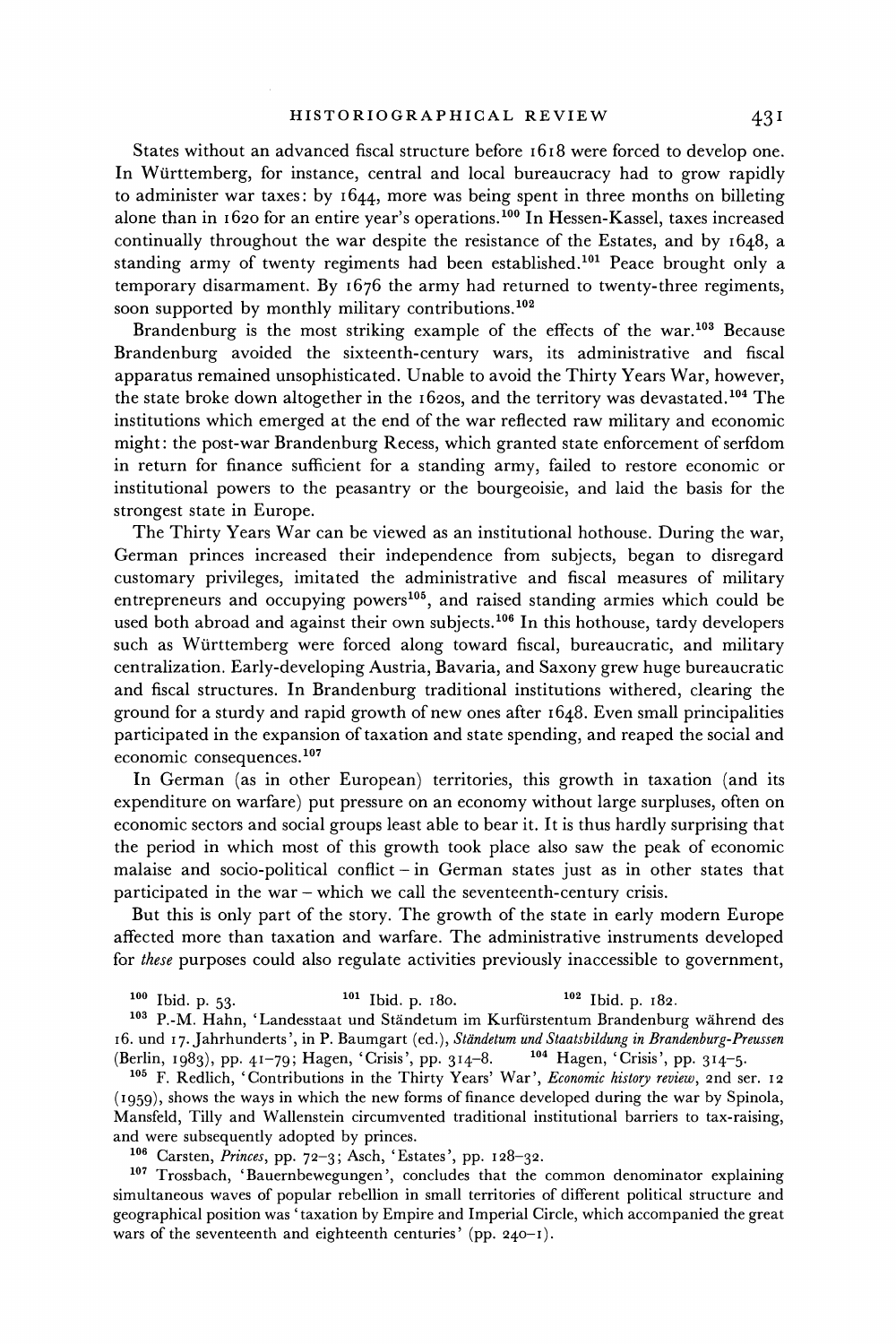States without an advanced fiscal structure before 1618 were forced to develop one. In Württemberg, for instance, central and local bureaucracy had to grow rapidly to administer war taxes: by 1644, more was being spent in three months on billeting alone than in 1620 for an entire year's operations.[100] In Hessen-Kassel, taxes increased continually throughout the war despite the resistance of the Estates, and by 1648, a standing army of twenty regiments had been established.[101] Peace brought only a temporary disarmament. By 1676 the army had returned to twenty-three regiments, soon supported by monthly military contributions.[102]

Brandenburg is the most striking example of the effects of the war.[103] Because Brandenburg avoided the sixteenth-century wars, its administrative and fiscal apparatus remained unsophisticated. Unable to avoid the Thirty Years War, however, the state broke down altogether in the 1620s, and the territory was devastated.[104] The institutions which emerged at the end of the war reflected raw military and economic might: the post-war Brandenburg Recess, which granted state enforcement of serfdom in return for finance sufficient for a standing army, failed to restore economic or institutional powers to the peasantry or the bourgeoisie, and laid the basis for the strongest state in Europe.

The Thirty Years War can be viewed as an institutional hothouse. During the war, German princes increased their independence from subjects, began to disregard customary privileges, imitated the administrative and fiscal measures of military entrepreneurs and occupying powers[105], and raised standing armies which could be used both abroad and against their own subjects.[106] In this hothouse, tardy developers such as Württemberg were forced along toward fiscal, bureaucratic, and military centralization. Early-developing Austria, Bavaria, and Saxony grew huge bureaucratic and fiscal structures. In Brandenburg traditional institutions withered, clearing the ground for a sturdy and rapid growth of new ones after 1648. Even small principalities participated in the expansion of taxation and state spending, and reaped the social and economic consequences.[107]

In German (as in other European) territories, this growth in taxation (and its expenditure on warfare) put pressure on an economy without large surpluses, often on economic sectors and social groups least able to bear it. It is thus hardly surprising that the period in which most of this growth took place also saw the peak of economic malaise and socio-political conflict – in German states just as in other states that participated in the war – which we call the seventeenth-century crisis.

But this is only part of the story. The growth of the state in early modern Europe affected more than taxation and warfare. The administrative instruments developed for *these* purposes could also regulate activities previously inaccessible to government,

---

[100] Ibid. p. 53. [101] Ibid. p. 180. [102] Ibid. p. 182.

[103] P.-M. Hahn, 'Landesstaat und Ständetum im Kurfürstentum Brandenburg während des 16. und 17. Jahrhunderts', in P. Baumgart (ed.), *Ständetum und Staatsbildung in Brandenburg-Preussen* (Berlin, 1983), pp. 41–79; Hagen, 'Crisis', pp. 314–8. [104] Hagen, 'Crisis', pp. 314–5.

[105] F. Redlich, 'Contributions in the Thirty Years' War', *Economic history review*, 2nd ser. 12 (1959), shows the ways in which the new forms of finance developed during the war by Spinola, Mansfeld, Tilly and Wallenstein circumvented traditional institutional barriers to tax-raising, and were subsequently adopted by princes.

[106] Carsten, *Princes*, pp. 72–3; Asch, 'Estates', pp. 128–32.

[107] Trossbach, 'Bauernbewegungen', concludes that the common denominator explaining simultaneous waves of popular rebellion in small territories of different political structure and geographical position was 'taxation by Empire and Imperial Circle, which accompanied the great wars of the seventeenth and eighteenth centuries' (pp. 240–1).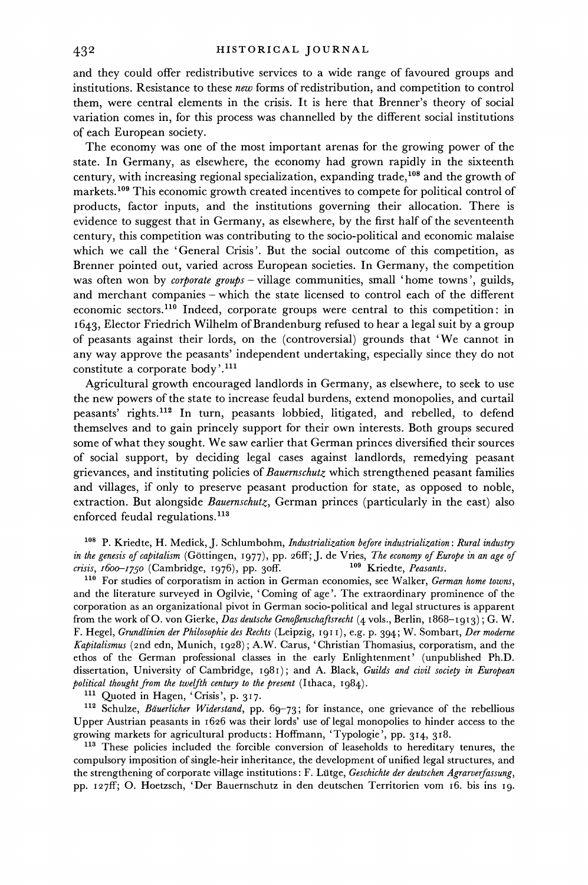and they could offer redistributive services to a wide range of favoured groups and institutions. Resistance to these *new* forms of redistribution, and competition to control them, were central elements in the crisis. It is here that Brenner's theory of social variation comes in, for this process was channelled by the different social institutions of each European society.

The economy was one of the most important arenas for the growing power of the state. In Germany, as elsewhere, the economy had grown rapidly in the sixteenth century, with increasing regional specialization, expanding trade,[108] and the growth of markets.[109] This economic growth created incentives to compete for political control of products, factor inputs, and the institutions governing their allocation. There is evidence to suggest that in Germany, as elsewhere, by the first half of the seventeenth century, this competition was contributing to the socio-political and economic malaise which we call the 'General Crisis'. But the social outcome of this competition, as Brenner pointed out, varied across European societies. In Germany, the competition was often won by *corporate groups* – village communities, small 'home towns', guilds, and merchant companies – which the state licensed to control each of the different economic sectors.[110] Indeed, corporate groups were central to this competition: in 1643, Elector Friedrich Wilhelm of Brandenburg refused to hear a legal suit by a group of peasants against their lords, on the (controversial) grounds that 'We cannot in any way approve the peasants' independent undertaking, especially since they do not constitute a corporate body'.[111]

Agricultural growth encouraged landlords in Germany, as elsewhere, to seek to use the new powers of the state to increase feudal burdens, extend monopolies, and curtail peasants' rights.[112] In turn, peasants lobbied, litigated, and rebelled, to defend themselves and to gain princely support for their own interests. Both groups secured some of what they sought. We saw earlier that German princes diversified their sources of social support, by deciding legal cases against landlords, remedying peasant grievances, and instituting policies of *Bauernschutz* which strengthened peasant families and villages, if only to preserve peasant production for state, as opposed to noble, extraction. But alongside *Bauernschutz*, German princes (particularly in the east) also enforced feudal regulations.[113]

[108] P. Kriedte, H. Medick, J. Schlumbohm, *Industrialization before industrialization: Rural industry in the genesis of capitalism* (Göttingen, 1977), pp. 26ff; J. de Vries, *The economy of Europe in an age of crisis, 1600–1750* (Cambridge, 1976), pp. 30ff.

[109] Kriedte, *Peasants*.

[110] For studies of corporatism in action in German economies, see Walker, *German home towns*, and the literature surveyed in Ogilvie, 'Coming of age'. The extraordinary prominence of the corporation as an organizational pivot in German socio-political and legal structures is apparent from the work of O. von Gierke, *Das deutsche Genoßenschaftsrecht* (4 vols., Berlin, 1868–1913); G. W. F. Hegel, *Grundlinien der Philosophie des Rechts* (Leipzig, 1911), e.g. p. 394; W. Sombart, *Der moderne Kapitalismus* (2nd edn, Munich, 1928); A.W. Carus, 'Christian Thomasius, corporatism, and the ethos of the German professional classes in the early Enlightenment' (unpublished Ph.D. dissertation, University of Cambridge, 1981); and A. Black, *Guilds and civil society in European political thought from the twelfth century to the present* (Ithaca, 1984).

[111] Quoted in Hagen, 'Crisis', p. 317.

[112] Schulze, *Bäuerlicher Widerstand*, pp. 69–73; for instance, one grievance of the rebellious Upper Austrian peasants in 1626 was their lords' use of legal monopolies to hinder access to the growing markets for agricultural products: Hoffmann, 'Typologie', pp. 314, 318.

[113] These policies included the forcible conversion of leaseholds to hereditary tenures, the compulsory imposition of single-heir inheritance, the development of unified legal structures, and the strengthening of corporate village institutions: F. Lütge, *Geschichte der deutschen Agrarverfassung*, pp. 127ff; O. Hoetzsch, 'Der Bauernschutz in den deutschen Territorien vom 16. bis ins 19.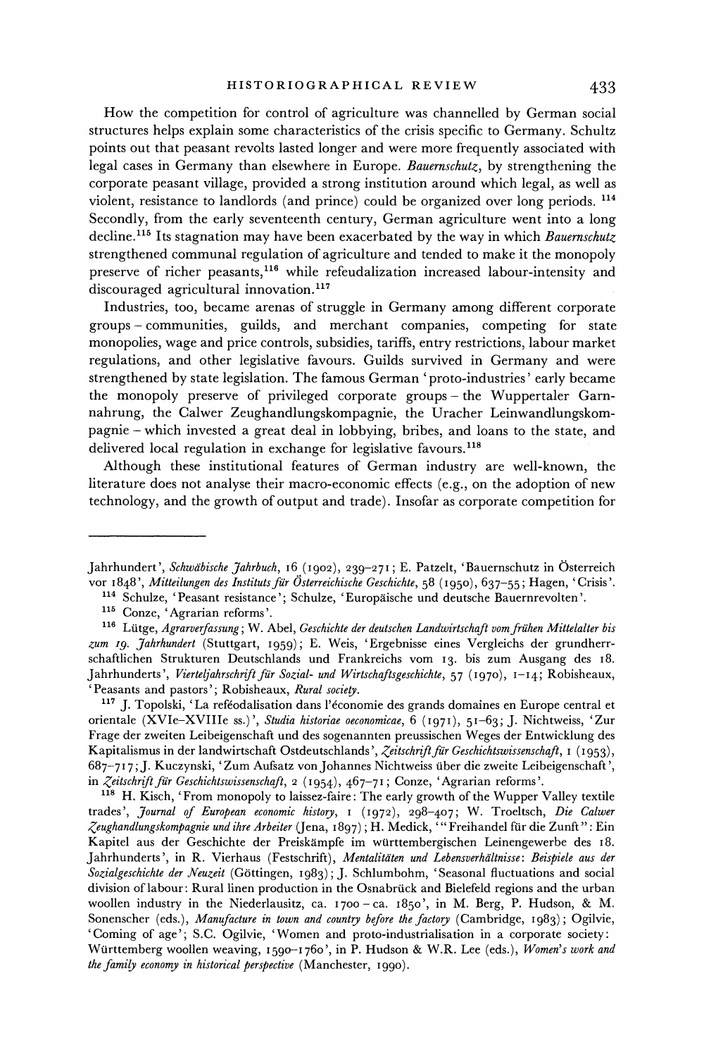How the competition for control of agriculture was channelled by German social structures helps explain some characteristics of the crisis specific to Germany. Schultz points out that peasant revolts lasted longer and were more frequently associated with legal cases in Germany than elsewhere in Europe. *Bauernschutz*, by strengthening the corporate peasant village, provided a strong institution around which legal, as well as violent, resistance to landlords (and prince) could be organized over long periods.[114] Secondly, from the early seventeenth century, German agriculture went into a long decline.[115] Its stagnation may have been exacerbated by the way in which *Bauernschutz* strengthened communal regulation of agriculture and tended to make it the monopoly preserve of richer peasants,[116] while refeudalization increased labour-intensity and discouraged agricultural innovation.[117]

Industries, too, became arenas of struggle in Germany among different corporate groups – communities, guilds, and merchant companies, competing for state monopolies, wage and price controls, subsidies, tariffs, entry restrictions, labour market regulations, and other legislative favours. Guilds survived in Germany and were strengthened by state legislation. The famous German 'proto-industries' early became the monopoly preserve of privileged corporate groups – the Wuppertaler Garnnahrung, the Calwer Zeughandlungskompagnie, the Uracher Leinwandlungskompagnie – which invested a great deal in lobbying, bribes, and loans to the state, and delivered local regulation in exchange for legislative favours.[118]

Although these institutional features of German industry are well-known, the literature does not analyse their macro-economic effects (e.g., on the adoption of new technology, and the growth of output and trade). Insofar as corporate competition for

---

Jahrhundert', *Schwäbische Jahrbuch*, 16 (1902), 239–271; E. Patzelt, 'Bauernschutz in Österreich vor 1848', *Mitteilungen des Instituts für Österreichische Geschichte*, 58 (1950), 637–55; Hagen, 'Crisis'.

[114] Schulze, 'Peasant resistance'; Schulze, 'Europäische und deutsche Bauernrevolten'.

[115] Conze, 'Agrarian reforms'.

[116] Lütge, *Agrarverfassung*; W. Abel, *Geschichte der deutschen Landwirtschaft vom frühen Mittelalter bis zum 19. Jahrhundert* (Stuttgart, 1959); E. Weis, 'Ergebnisse eines Vergleichs der grundherrschaftlichen Strukturen Deutschlands und Frankreichs vom 13. bis zum Ausgang des 18. Jahrhunderts', *Vierteljahrschrift für Sozial- und Wirtschaftsgeschichte*, 57 (1970), 1–14; Robisheaux, 'Peasants and pastors'; Robisheaux, *Rural society*.

[117] J. Topolski, 'La reféodalisation dans l'économie des grands domaines en Europe central et orientale (XVIe–XVIIIe ss.)', *Studia historiae oeconomicae*, 6 (1971), 51–63; J. Nichtweiss, 'Zur Frage der zweiten Leibeigenschaft und des sogenannten preussischen Weges der Entwicklung des Kapitalismus in der landwirtschaft Ostdeutschlands', *Zeitschrift für Geschichtswissenschaft*, 1 (1953), 687–717; J. Kuczynski, 'Zum Aufsatz von Johannes Nichtweiss über die zweite Leibeigenschaft', in *Zeitschrift für Geschichtswissenschaft*, 2 (1954), 467–71; Conze, 'Agrarian reforms'.

[118] H. Kisch, 'From monopoly to laissez-faire: The early growth of the Wupper Valley textile trades', *Journal of European economic history*, 1 (1972), 298–407; W. Troeltsch, *Die Calwer Zeughandlungskompagnie und ihre Arbeiter* (Jena, 1897); H. Medick, '"Freihandel für die Zunft": Ein Kapitel aus der Geschichte der Preiskämpfe im württembergischen Leinengewerbe des 18. Jahrhunderts', in R. Vierhaus (Festschrift), *Mentalitäten und Lebensverhältnisse: Beispiele aus der Sozialgeschichte der Neuzeit* (Göttingen, 1983); J. Schlumbohm, 'Seasonal fluctuations and social division of labour: Rural linen production in the Osnabrück and Bielefeld regions and the urban woollen industry in the Niederlausitz, ca. 1700 – ca. 1850', in M. Berg, P. Hudson, & M. Sonenscher (eds.), *Manufacture in town and country before the factory* (Cambridge, 1983); Ogilvie, 'Coming of age'; S.C. Ogilvie, 'Women and proto-industrialisation in a corporate society: Württemberg woollen weaving, 1590–1760', in P. Hudson & W.R. Lee (eds.), *Women's work and the family economy in historical perspective* (Manchester, 1990).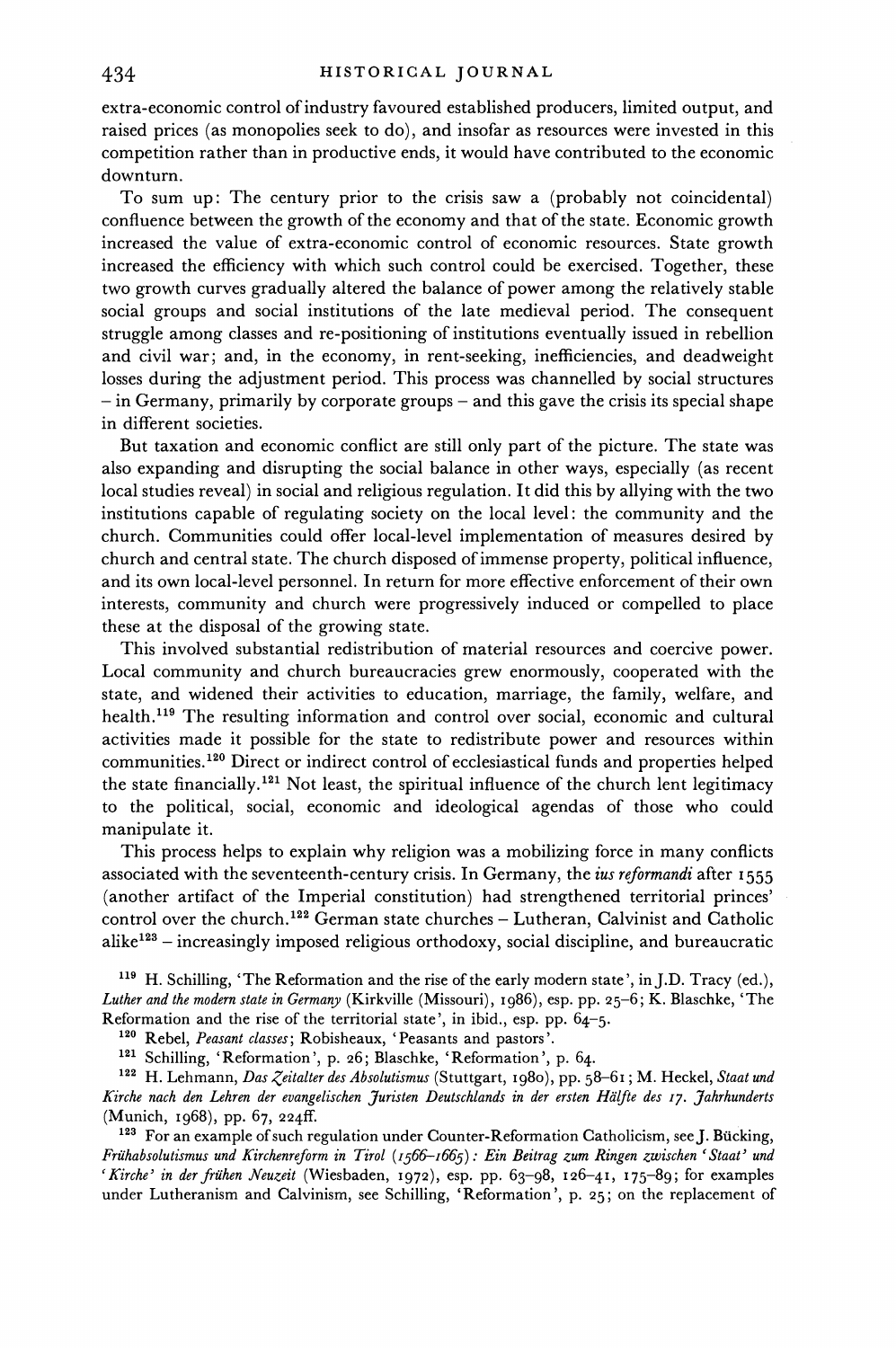extra-economic control of industry favoured established producers, limited output, and raised prices (as monopolies seek to do), and insofar as resources were invested in this competition rather than in productive ends, it would have contributed to the economic downturn.

To sum up: The century prior to the crisis saw a (probably not coincidental) confluence between the growth of the economy and that of the state. Economic growth increased the value of extra-economic control of economic resources. State growth increased the efficiency with which such control could be exercised. Together, these two growth curves gradually altered the balance of power among the relatively stable social groups and social institutions of the late medieval period. The consequent struggle among classes and re-positioning of institutions eventually issued in rebellion and civil war; and, in the economy, in rent-seeking, inefficiencies, and deadweight losses during the adjustment period. This process was channelled by social structures – in Germany, primarily by corporate groups – and this gave the crisis its special shape in different societies.

But taxation and economic conflict are still only part of the picture. The state was also expanding and disrupting the social balance in other ways, especially (as recent local studies reveal) in social and religious regulation. It did this by allying with the two institutions capable of regulating society on the local level: the community and the church. Communities could offer local-level implementation of measures desired by church and central state. The church disposed of immense property, political influence, and its own local-level personnel. In return for more effective enforcement of their own interests, community and church were progressively induced or compelled to place these at the disposal of the growing state.

This involved substantial redistribution of material resources and coercive power. Local community and church bureaucracies grew enormously, cooperated with the state, and widened their activities to education, marriage, the family, welfare, and health.[119] The resulting information and control over social, economic and cultural activities made it possible for the state to redistribute power and resources within communities.[120] Direct or indirect control of ecclesiastical funds and properties helped the state financially.[121] Not least, the spiritual influence of the church lent legitimacy to the political, social, economic and ideological agendas of those who could manipulate it.

This process helps to explain why religion was a mobilizing force in many conflicts associated with the seventeenth-century crisis. In Germany, the *ius reformandi* after 1555 (another artifact of the Imperial constitution) had strengthened territorial princes' control over the church.[122] German state churches – Lutheran, Calvinist and Catholic alike[123] – increasingly imposed religious orthodoxy, social discipline, and bureaucratic

[119] H. Schilling, 'The Reformation and the rise of the early modern state', in J.D. Tracy (ed.), *Luther and the modern state in Germany* (Kirkville (Missouri), 1986), esp. pp. 25–6; K. Blaschke, 'The Reformation and the rise of the territorial state', in ibid., esp. pp. 64–5.

[120] Rebel, *Peasant classes*; Robisheaux, 'Peasants and pastors'.

[121] Schilling, 'Reformation', p. 26; Blaschke, 'Reformation', p. 64.

[122] H. Lehmann, *Das Zeitalter des Absolutismus* (Stuttgart, 1980), pp. 58–61; M. Heckel, *Staat und Kirche nach den Lehren der evangelischen Juristen Deutschlands in der ersten Hälfte des 17. Jahrhunderts* (Munich, 1968), pp. 67, 224ff.

[123] For an example of such regulation under Counter-Reformation Catholicism, see J. Bücking, *Frühabsolutismus und Kirchenreform in Tirol (1566–1665): Ein Beitrag zum Ringen zwischen 'Staat' und 'Kirche' in der frühen Neuzeit* (Wiesbaden, 1972), esp. pp. 63–98, 126–41, 175–89; for examples under Lutheranism and Calvinism, see Schilling, 'Reformation', p. 25; on the replacement of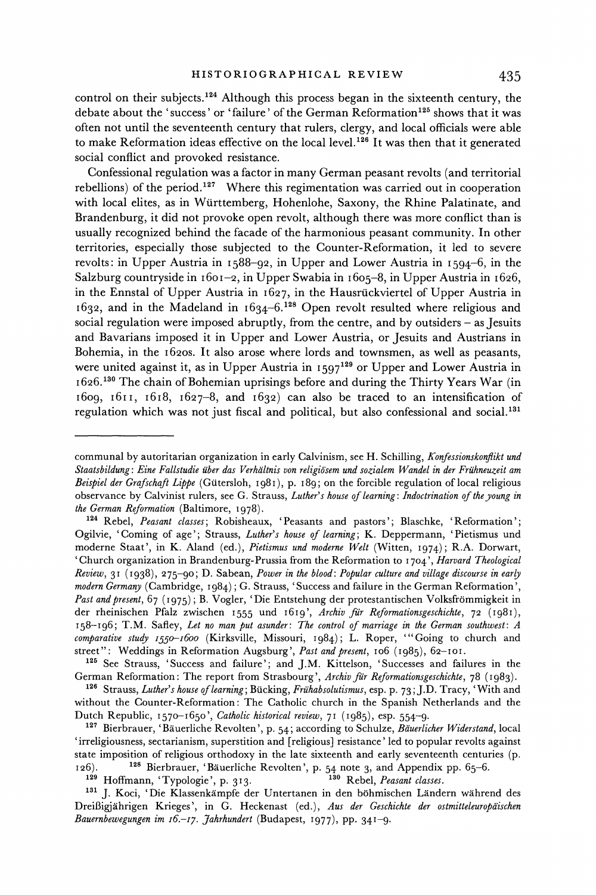control on their subjects.[124] Although this process began in the sixteenth century, the debate about the 'success' or 'failure' of the German Reformation[125] shows that it was often not until the seventeenth century that rulers, clergy, and local officials were able to make Reformation ideas effective on the local level.[126] It was then that it generated social conflict and provoked resistance.

Confessional regulation was a factor in many German peasant revolts (and territorial rebellions) of the period.[127] Where this regimentation was carried out in cooperation with local elites, as in Württemberg, Hohenlohe, Saxony, the Rhine Palatinate, and Brandenburg, it did not provoke open revolt, although there was more conflict than is usually recognized behind the facade of the harmonious peasant community. In other territories, especially those subjected to the Counter-Reformation, it led to severe revolts: in Upper Austria in 1588–92, in Upper and Lower Austria in 1594–6, in the Salzburg countryside in 1601–2, in Upper Swabia in 1605–8, in Upper Austria in 1626, in the Ennstal of Upper Austria in 1627, in the Hausrückviertel of Upper Austria in 1632, and in the Madeland in 1634–6.[128] Open revolt resulted where religious and social regulation were imposed abruptly, from the centre, and by outsiders – as Jesuits and Bavarians imposed it in Upper and Lower Austria, or Jesuits and Austrians in Bohemia, in the 1620s. It also arose where lords and townsmen, as well as peasants, were united against it, as in Upper Austria in 1597[129] or Upper and Lower Austria in 1626.[130] The chain of Bohemian uprisings before and during the Thirty Years War (in 1609, 1611, 1618, 1627–8, and 1632) can also be traced to an intensification of regulation which was not just fiscal and political, but also confessional and social.[131]

---

communal by autoritarian organization in early Calvinism, see H. Schilling, *Konfessionskonflikt und Staatsbildung: Eine Fallstudie über das Verhältnis von religiösem und sozialem Wandel in der Frühneuzeit am Beispiel der Grafschaft Lippe* (Gütersloh, 1981), p. 189; on the forcible regulation of local religious observance by Calvinist rulers, see G. Strauss, *Luther's house of learning: Indoctrination of the young in the German Reformation* (Baltimore, 1978).

[124] Rebel, *Peasant classes*; Robisheaux, 'Peasants and pastors'; Blaschke, 'Reformation'; Ogilvie, 'Coming of age'; Strauss, *Luther's house of learning*; K. Deppermann, 'Pietismus und moderne Staat', in K. Aland (ed.), *Pietismus und moderne Welt* (Witten, 1974); R.A. Dorwart, 'Church organization in Brandenburg-Prussia from the Reformation to 1704', *Harvard Theological Review*, 31 (1938), 275–90; D. Sabean, *Power in the blood: Popular culture and village discourse in early modern Germany* (Cambridge, 1984); G. Strauss, 'Success and failure in the German Reformation', *Past and present*, 67 (1975); B. Vogler, 'Die Entstehung der protestantischen Volksfrömmigkeit in der rheinischen Pfalz zwischen 1555 und 1619', *Archiv für Reformationsgeschichte*, 72 (1981), 158–196; T.M. Safley, *Let no man put asunder: The control of marriage in the German southwest: A comparative study 1550–1600* (Kirksville, Missouri, 1984); L. Roper, '"Going to church and street": Weddings in Reformation Augsburg', *Past and present*, 106 (1985), 62–101.

[125] See Strauss, 'Success and failure'; and J.M. Kittelson, 'Successes and failures in the German Reformation: The report from Strasbourg', *Archiv für Reformationsgeschichte*, 78 (1983).

[126] Strauss, *Luther's house of learning*; Bücking, *Frühabsolutismus*, esp. p. 73; J.D. Tracy, 'With and without the Counter-Reformation: The Catholic church in the Spanish Netherlands and the Dutch Republic, 1570–1650', *Catholic historical review*, 71 (1985), esp. 554–9.

[127] Bierbrauer, 'Bäuerliche Revolten', p. 54; according to Schulze, *Bäuerlicher Widerstand*, local 'irreligiousness, sectarianism, superstition and [religious] resistance' led to popular revolts against state imposition of religious orthodoxy in the late sixteenth and early seventeenth centuries (p. 126).

[128] Bierbrauer, 'Bäuerliche Revolten', p. 54 note 3, and Appendix pp. 65–6.

[129] Hoffmann, 'Typologie', p. 313.

[130] Rebel, *Peasant classes*.

[131] J. Koci, 'Die Klassenkämpfe der Untertanen in den böhmischen Ländern während des Dreißigjährigen Krieges', in G. Heckenast (ed.), *Aus der Geschichte der ostmitteleuropäischen Bauernbewegungen im 16.–17. Jahrhundert* (Budapest, 1977), pp. 341–9.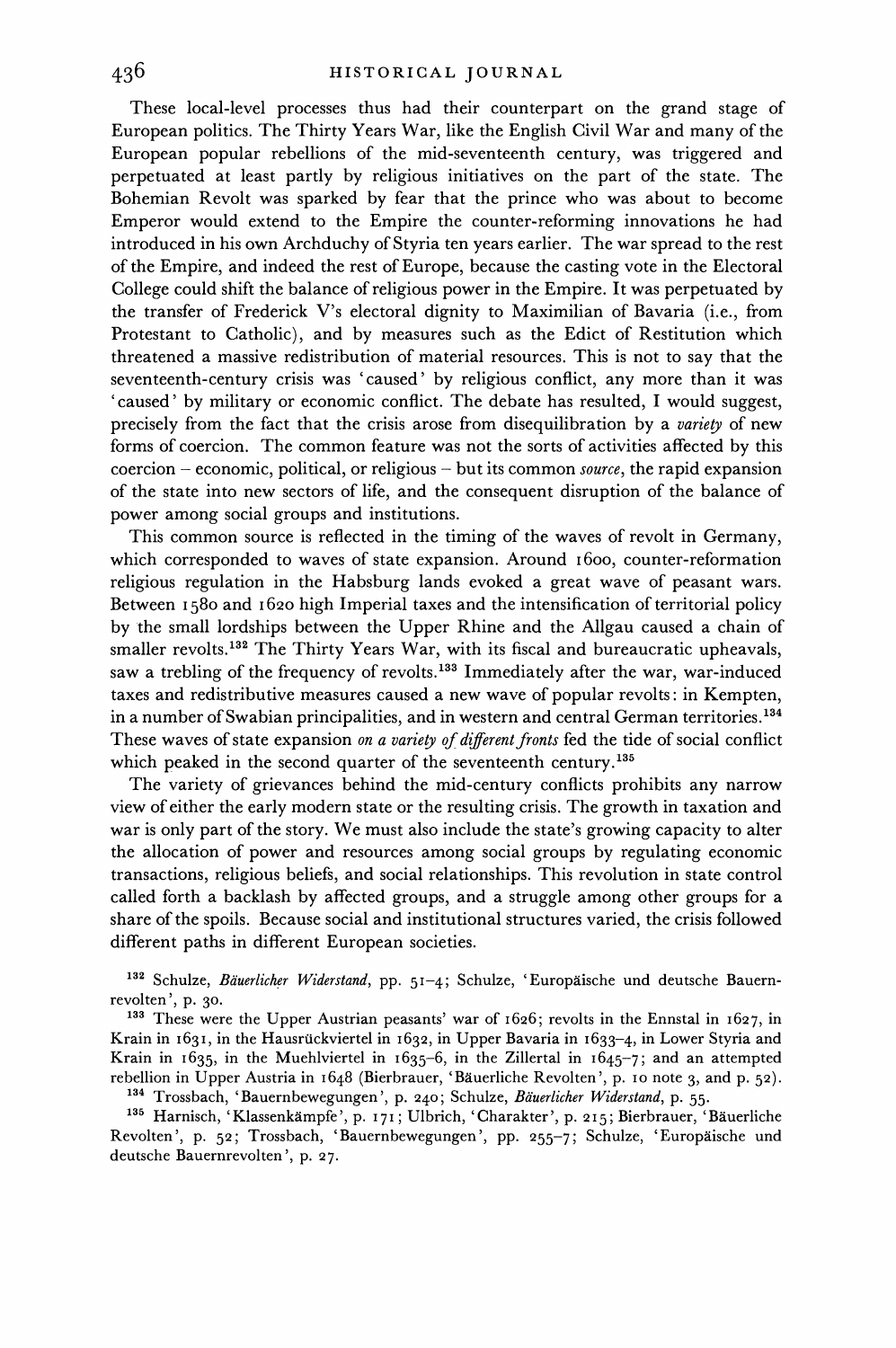These local-level processes thus had their counterpart on the grand stage of European politics. The Thirty Years War, like the English Civil War and many of the European popular rebellions of the mid-seventeenth century, was triggered and perpetuated at least partly by religious initiatives on the part of the state. The Bohemian Revolt was sparked by fear that the prince who was about to become Emperor would extend to the Empire the counter-reforming innovations he had introduced in his own Archduchy of Styria ten years earlier. The war spread to the rest of the Empire, and indeed the rest of Europe, because the casting vote in the Electoral College could shift the balance of religious power in the Empire. It was perpetuated by the transfer of Frederick V's electoral dignity to Maximilian of Bavaria (i.e., from Protestant to Catholic), and by measures such as the Edict of Restitution which threatened a massive redistribution of material resources. This is not to say that the seventeenth-century crisis was 'caused' by religious conflict, any more than it was 'caused' by military or economic conflict. The debate has resulted, I would suggest, precisely from the fact that the crisis arose from disequilibration by a *variety* of new forms of coercion. The common feature was not the sorts of activities affected by this coercion – economic, political, or religious – but its common *source*, the rapid expansion of the state into new sectors of life, and the consequent disruption of the balance of power among social groups and institutions.

This common source is reflected in the timing of the waves of revolt in Germany, which corresponded to waves of state expansion. Around 1600, counter-reformation religious regulation in the Habsburg lands evoked a great wave of peasant wars. Between 1580 and 1620 high Imperial taxes and the intensification of territorial policy by the small lordships between the Upper Rhine and the Allgau caused a chain of smaller revolts.[132] The Thirty Years War, with its fiscal and bureaucratic upheavals, saw a trebling of the frequency of revolts.[133] Immediately after the war, war-induced taxes and redistributive measures caused a new wave of popular revolts: in Kempten, in a number of Swabian principalities, and in western and central German territories.[134] These waves of state expansion *on a variety of different fronts* fed the tide of social conflict which peaked in the second quarter of the seventeenth century.[135]

The variety of grievances behind the mid-century conflicts prohibits any narrow view of either the early modern state or the resulting crisis. The growth in taxation and war is only part of the story. We must also include the state's growing capacity to alter the allocation of power and resources among social groups by regulating economic transactions, religious beliefs, and social relationships. This revolution in state control called forth a backlash by affected groups, and a struggle among other groups for a share of the spoils. Because social and institutional structures varied, the crisis followed different paths in different European societies.

[132] Schulze, *Bäuerlicher Widerstand*, pp. 51–4; Schulze, 'Europäische und deutsche Bauernrevolten', p. 30.

[133] These were the Upper Austrian peasants' war of 1626; revolts in the Ennstal in 1627, in Krain in 1631, in the Hausrückviertel in 1632, in Upper Bavaria in 1633–4, in Lower Styria and Krain in 1635, in the Muehlviertel in 1635–6, in the Zillertal in 1645–7; and an attempted rebellion in Upper Austria in 1648 (Bierbrauer, 'Bäuerliche Revolten', p. 10 note 3, and p. 52).

[134] Trossbach, 'Bauernbewegungen', p. 240; Schulze, *Bäuerlicher Widerstand*, p. 55.

[135] Harnisch, 'Klassenkämpfe', p. 171; Ulbrich, 'Charakter', p. 215; Bierbrauer, 'Bäuerliche Revolten', p. 52; Trossbach, 'Bauernbewegungen', pp. 255–7; Schulze, 'Europäische und deutsche Bauernrevolten', p. 27.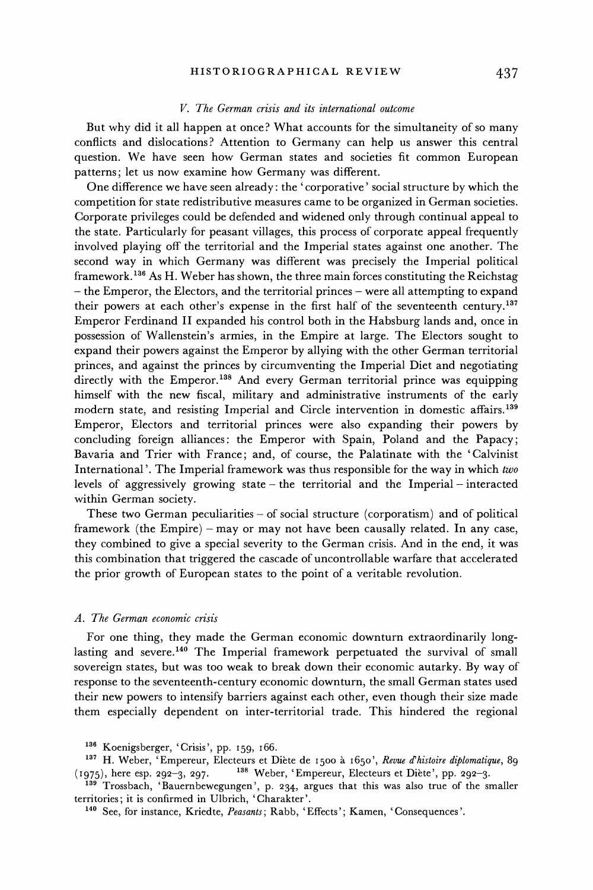### *V. The German crisis and its international outcome*

But why did it all happen at once? What accounts for the simultaneity of so many conflicts and dislocations? Attention to Germany can help us answer this central question. We have seen how German states and societies fit common European patterns; let us now examine how Germany was different.

One difference we have seen already: the 'corporative' social structure by which the competition for state redistributive measures came to be organized in German societies. Corporate privileges could be defended and widened only through continual appeal to the state. Particularly for peasant villages, this process of corporate appeal frequently involved playing off the territorial and the Imperial states against one another. The second way in which Germany was different was precisely the Imperial political framework.[136] As H. Weber has shown, the three main forces constituting the Reichstag – the Emperor, the Electors, and the territorial princes – were all attempting to expand their powers at each other's expense in the first half of the seventeenth century.[137] Emperor Ferdinand II expanded his control both in the Habsburg lands and, once in possession of Wallenstein's armies, in the Empire at large. The Electors sought to expand their powers against the Emperor by allying with the other German territorial princes, and against the princes by circumventing the Imperial Diet and negotiating directly with the Emperor.[138] And every German territorial prince was equipping himself with the new fiscal, military and administrative instruments of the early modern state, and resisting Imperial and Circle intervention in domestic affairs.[139] Emperor, Electors and territorial princes were also expanding their powers by concluding foreign alliances: the Emperor with Spain, Poland and the Papacy; Bavaria and Trier with France; and, of course, the Palatinate with the 'Calvinist International'. The Imperial framework was thus responsible for the way in which *two* levels of aggressively growing state – the territorial and the Imperial – interacted within German society.

These two German peculiarities – of social structure (corporatism) and of political framework (the Empire) – may or may not have been causally related. In any case, they combined to give a special severity to the German crisis. And in the end, it was this combination that triggered the cascade of uncontrollable warfare that accelerated the prior growth of European states to the point of a veritable revolution.

#### *A. The German economic crisis*

For one thing, they made the German economic downturn extraordinarily long-lasting and severe.[140] The Imperial framework perpetuated the survival of small sovereign states, but was too weak to break down their economic autarky. By way of response to the seventeenth-century economic downturn, the small German states used their new powers to intensify barriers against each other, even though their size made them especially dependent on inter-territorial trade. This hindered the regional

---

[136] Koenigsberger, 'Crisis', pp. 159, 166.

[137] H. Weber, 'Empereur, Electeurs et Diète de 1500 à 1650', *Revue d'histoire diplomatique*, 89 (1975), here esp. 292–3, 297.

[138] Weber, 'Empereur, Electeurs et Diète', pp. 292–3.

[139] Trossbach, 'Bauernbewegungen', p. 234, argues that this was also true of the smaller territories; it is confirmed in Ulbrich, 'Charakter'.

[140] See, for instance, Kriedte, *Peasants*; Rabb, 'Effects'; Kamen, 'Consequences'.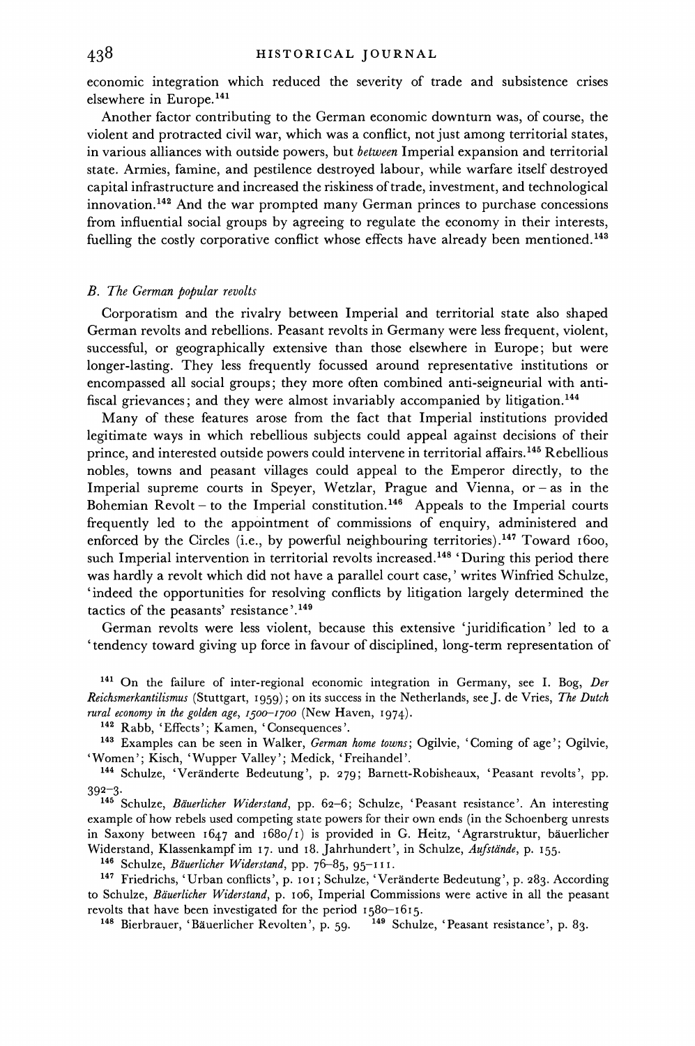economic integration which reduced the severity of trade and subsistence crises elsewhere in Europe.[141]

Another factor contributing to the German economic downturn was, of course, the violent and protracted civil war, which was a conflict, not just among territorial states, in various alliances with outside powers, but *between* Imperial expansion and territorial state. Armies, famine, and pestilence destroyed labour, while warfare itself destroyed capital infrastructure and increased the riskiness of trade, investment, and technological innovation.[142] And the war prompted many German princes to purchase concessions from influential social groups by agreeing to regulate the economy in their interests, fuelling the costly corporative conflict whose effects have already been mentioned.[143]

### *B. The German popular revolts*

Corporatism and the rivalry between Imperial and territorial state also shaped German revolts and rebellions. Peasant revolts in Germany were less frequent, violent, successful, or geographically extensive than those elsewhere in Europe; but were longer-lasting. They less frequently focussed around representative institutions or encompassed all social groups; they more often combined anti-seigneurial with anti-fiscal grievances; and they were almost invariably accompanied by litigation.[144]

Many of these features arose from the fact that Imperial institutions provided legitimate ways in which rebellious subjects could appeal against decisions of their prince, and interested outside powers could intervene in territorial affairs.[145] Rebellious nobles, towns and peasant villages could appeal to the Emperor directly, to the Imperial supreme courts in Speyer, Wetzlar, Prague and Vienna, or – as in the Bohemian Revolt – to the Imperial constitution.[146] Appeals to the Imperial courts frequently led to the appointment of commissions of enquiry, administered and enforced by the Circles (i.e., by powerful neighbouring territories).[147] Toward 1600, such Imperial intervention in territorial revolts increased.[148] 'During this period there was hardly a revolt which did not have a parallel court case,' writes Winfried Schulze, 'indeed the opportunities for resolving conflicts by litigation largely determined the tactics of the peasants' resistance'.[149]

German revolts were less violent, because this extensive 'juridification' led to a 'tendency toward giving up force in favour of disciplined, long-term representation of

---

[141] On the failure of inter-regional economic integration in Germany, see I. Bog, *Der Reichsmerkantilismus* (Stuttgart, 1959); on its success in the Netherlands, see J. de Vries, *The Dutch rural economy in the golden age, 1500–1700* (New Haven, 1974).

[142] Rabb, 'Effects'; Kamen, 'Consequences'.

[143] Examples can be seen in Walker, *German home towns*; Ogilvie, 'Coming of age'; Ogilvie, 'Women'; Kisch, 'Wupper Valley'; Medick, 'Freihandel'.

[144] Schulze, 'Veränderte Bedeutung', p. 279; Barnett-Robisheaux, 'Peasant revolts', pp. 392–3.

[145] Schulze, *Bäuerlicher Widerstand*, pp. 62–6; Schulze, 'Peasant resistance'. An interesting example of how rebels used competing state powers for their own ends (in the Schoenberg unrests in Saxony between 1647 and 1680/1) is provided in G. Heitz, 'Agrarstruktur, bäuerlicher Widerstand, Klassenkampf im 17. und 18. Jahrhundert', in Schulze, *Aufstände*, p. 155.

[146] Schulze, *Bäuerlicher Widerstand*, pp. 76–85, 95–111.

[147] Friedrichs, 'Urban conflicts', p. 101; Schulze, 'Veränderte Bedeutung', p. 283. According to Schulze, *Bäuerlicher Widerstand*, p. 106, Imperial Commissions were active in all the peasant revolts that have been investigated for the period 1580–1615.

[148] Bierbrauer, 'Bäuerlicher Revolten', p. 59.

[149] Schulze, 'Peasant resistance', p. 83.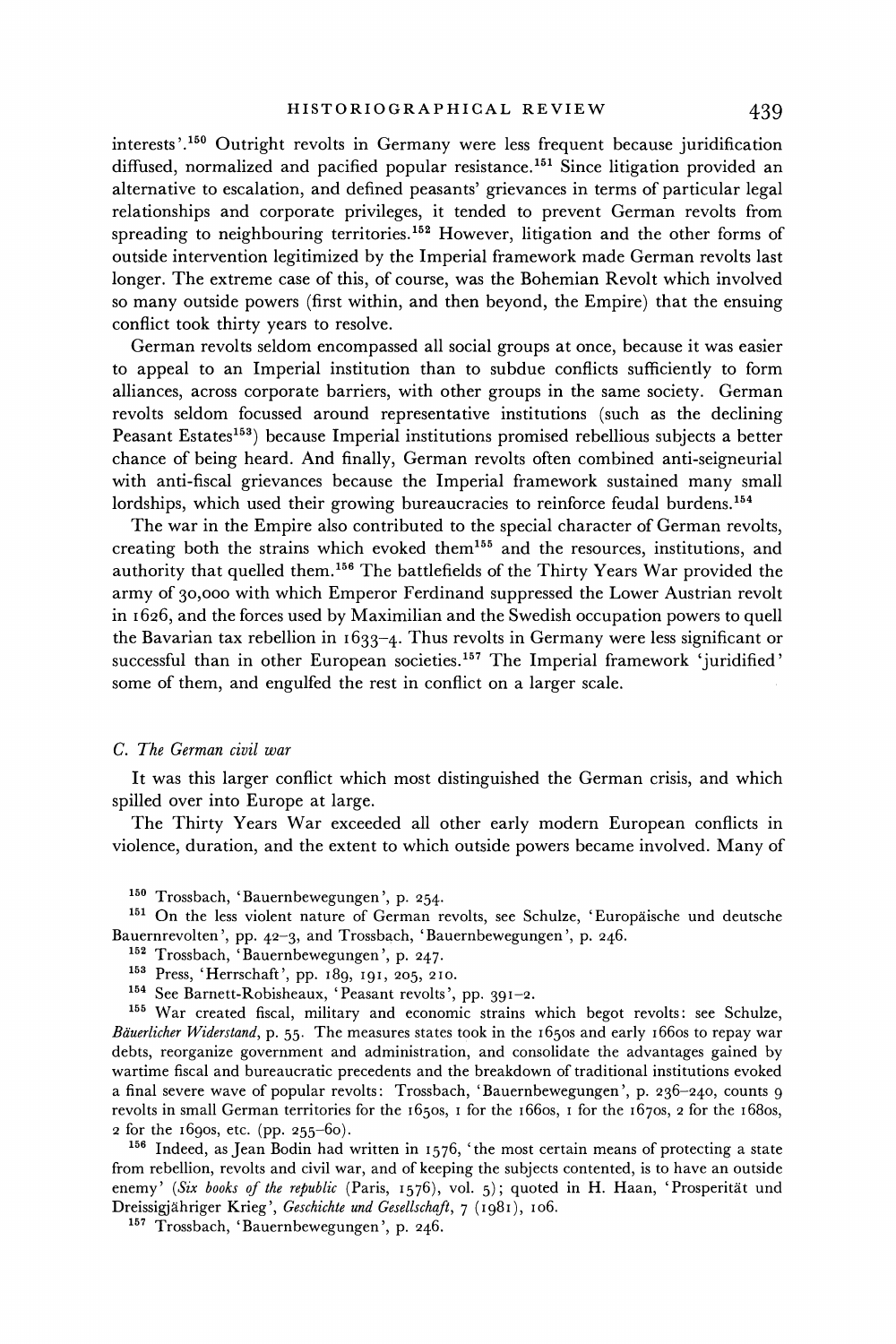interests'.[150] Outright revolts in Germany were less frequent because juridification diffused, normalized and pacified popular resistance.[151] Since litigation provided an alternative to escalation, and defined peasants' grievances in terms of particular legal relationships and corporate privileges, it tended to prevent German revolts from spreading to neighbouring territories.[152] However, litigation and the other forms of outside intervention legitimized by the Imperial framework made German revolts last longer. The extreme case of this, of course, was the Bohemian Revolt which involved so many outside powers (first within, and then beyond, the Empire) that the ensuing conflict took thirty years to resolve.

German revolts seldom encompassed all social groups at once, because it was easier to appeal to an Imperial institution than to subdue conflicts sufficiently to form alliances, across corporate barriers, with other groups in the same society. German revolts seldom focussed around representative institutions (such as the declining Peasant Estates[153]) because Imperial institutions promised rebellious subjects a better chance of being heard. And finally, German revolts often combined anti-seigneurial with anti-fiscal grievances because the Imperial framework sustained many small lordships, which used their growing bureaucracies to reinforce feudal burdens.[154]

The war in the Empire also contributed to the special character of German revolts, creating both the strains which evoked them[155] and the resources, institutions, and authority that quelled them.[156] The battlefields of the Thirty Years War provided the army of 30,000 with which Emperor Ferdinand suppressed the Lower Austrian revolt in 1626, and the forces used by Maximilian and the Swedish occupation powers to quell the Bavarian tax rebellion in 1633–4. Thus revolts in Germany were less significant or successful than in other European societies.[157] The Imperial framework 'juridified' some of them, and engulfed the rest in conflict on a larger scale.

### C. *The German civil war*

It was this larger conflict which most distinguished the German crisis, and which spilled over into Europe at large.

The Thirty Years War exceeded all other early modern European conflicts in violence, duration, and the extent to which outside powers became involved. Many of

---

150 Trossbach, 'Bauernbewegungen', p. 254.

151 On the less violent nature of German revolts, see Schulze, 'Europäische und deutsche Bauernrevolten', pp. 42–3, and Trossbach, 'Bauernbewegungen', p. 246.

152 Trossbach, 'Bauernbewegungen', p. 247.

153 Press, 'Herrschaft', pp. 189, 191, 205, 210.

154 See Barnett-Robisheaux, 'Peasant revolts', pp. 391–2.

155 War created fiscal, military and economic strains which begot revolts: see Schulze, *Bäuerlicher Widerstand*, p. 55. The measures states took in the 1650s and early 1660s to repay war debts, reorganize government and administration, and consolidate the advantages gained by wartime fiscal and bureaucratic precedents and the breakdown of traditional institutions evoked a final severe wave of popular revolts: Trossbach, 'Bauernbewegungen', p. 236–240, counts 9 revolts in small German territories for the 1650s, 1 for the 1660s, 1 for the 1670s, 2 for the 1680s, 2 for the 1690s, etc. (pp. 255–60).

156 Indeed, as Jean Bodin had written in 1576, 'the most certain means of protecting a state from rebellion, revolts and civil war, and of keeping the subjects contented, is to have an outside enemy' (*Six books of the republic* (Paris, 1576), vol. 5); quoted in H. Haan, 'Prosperität und Dreissigjähriger Krieg', *Geschichte und Gesellschaft*, 7 (1981), 106.

157 Trossbach, 'Bauernbewegungen', p. 246.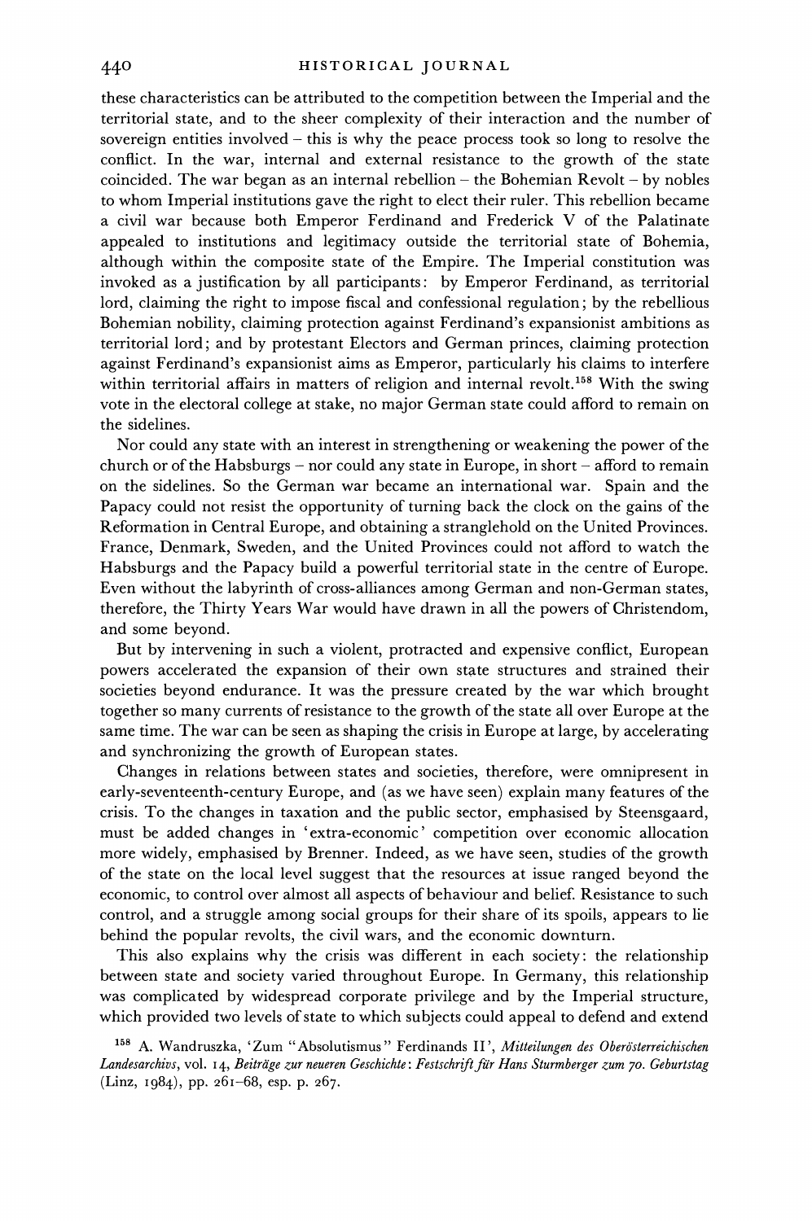these characteristics can be attributed to the competition between the Imperial and the territorial state, and to the sheer complexity of their interaction and the number of sovereign entities involved – this is why the peace process took so long to resolve the conflict. In the war, internal and external resistance to the growth of the state coincided. The war began as an internal rebellion – the Bohemian Revolt – by nobles to whom Imperial institutions gave the right to elect their ruler. This rebellion became a civil war because both Emperor Ferdinand and Frederick V of the Palatinate appealed to institutions and legitimacy outside the territorial state of Bohemia, although within the composite state of the Empire. The Imperial constitution was invoked as a justification by all participants: by Emperor Ferdinand, as territorial lord, claiming the right to impose fiscal and confessional regulation; by the rebellious Bohemian nobility, claiming protection against Ferdinand's expansionist ambitions as territorial lord; and by protestant Electors and German princes, claiming protection against Ferdinand's expansionist aims as Emperor, particularly his claims to interfere within territorial affairs in matters of religion and internal revolt.[158] With the swing vote in the electoral college at stake, no major German state could afford to remain on the sidelines.

Nor could any state with an interest in strengthening or weakening the power of the church or of the Habsburgs – nor could any state in Europe, in short – afford to remain on the sidelines. So the German war became an international war. Spain and the Papacy could not resist the opportunity of turning back the clock on the gains of the Reformation in Central Europe, and obtaining a stranglehold on the United Provinces. France, Denmark, Sweden, and the United Provinces could not afford to watch the Habsburgs and the Papacy build a powerful territorial state in the centre of Europe. Even without the labyrinth of cross-alliances among German and non-German states, therefore, the Thirty Years War would have drawn in all the powers of Christendom, and some beyond.

But by intervening in such a violent, protracted and expensive conflict, European powers accelerated the expansion of their own state structures and strained their societies beyond endurance. It was the pressure created by the war which brought together so many currents of resistance to the growth of the state all over Europe at the same time. The war can be seen as shaping the crisis in Europe at large, by accelerating and synchronizing the growth of European states.

Changes in relations between states and societies, therefore, were omnipresent in early-seventeenth-century Europe, and (as we have seen) explain many features of the crisis. To the changes in taxation and the public sector, emphasised by Steensgaard, must be added changes in 'extra-economic' competition over economic allocation more widely, emphasised by Brenner. Indeed, as we have seen, studies of the growth of the state on the local level suggest that the resources at issue ranged beyond the economic, to control over almost all aspects of behaviour and belief. Resistance to such control, and a struggle among social groups for their share of its spoils, appears to lie behind the popular revolts, the civil wars, and the economic downturn.

This also explains why the crisis was different in each society: the relationship between state and society varied throughout Europe. In Germany, this relationship was complicated by widespread corporate privilege and by the Imperial structure, which provided two levels of state to which subjects could appeal to defend and extend

[158] A. Wandruszka, 'Zum "Absolutismus" Ferdinands II', *Mitteilungen des Oberösterreichischen Landesarchivs*, vol. 14, *Beiträge zur neueren Geschichte: Festschrift für Hans Sturmberger zum 70. Geburtstag* (Linz, 1984), pp. 261–68, esp. p. 267.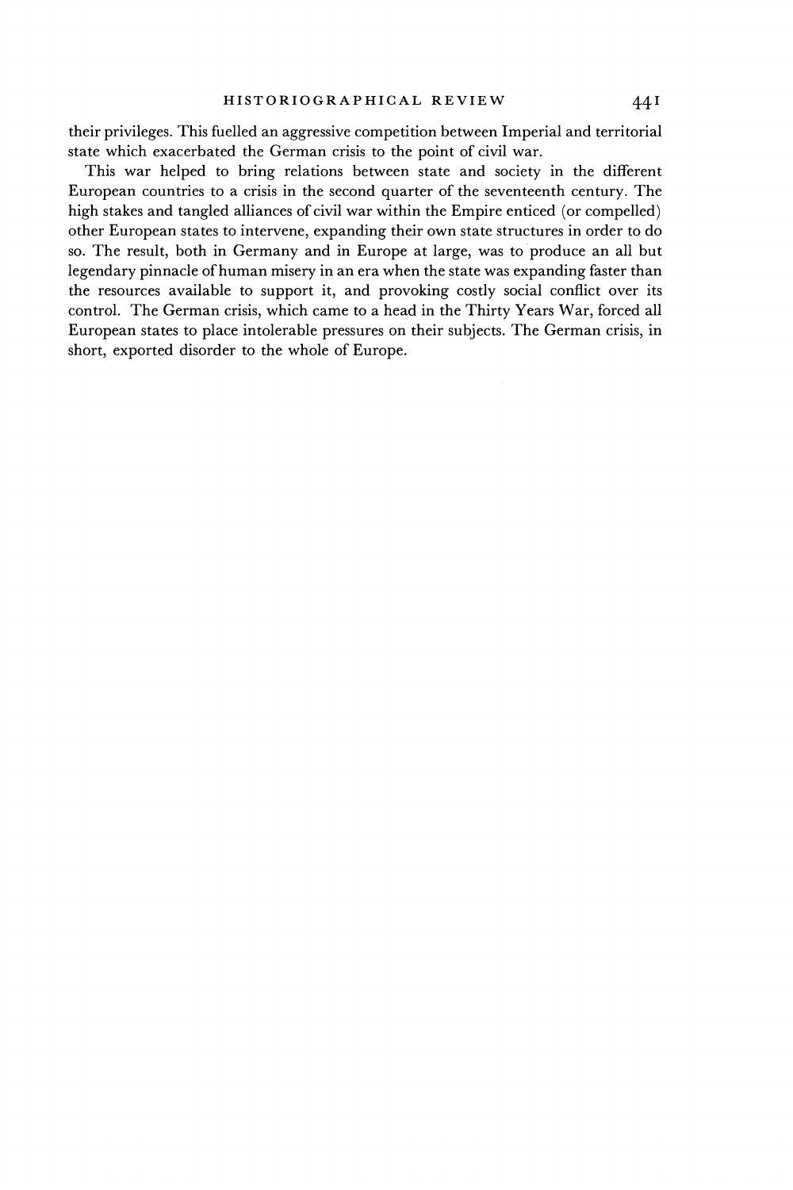their privileges. This fuelled an aggressive competition between Imperial and territorial state which exacerbated the German crisis to the point of civil war.

This war helped to bring relations between state and society in the different European countries to a crisis in the second quarter of the seventeenth century. The high stakes and tangled alliances of civil war within the Empire enticed (or compelled) other European states to intervene, expanding their own state structures in order to do so. The result, both in Germany and in Europe at large, was to produce an all but legendary pinnacle of human misery in an era when the state was expanding faster than the resources available to support it, and provoking costly social conflict over its control. The German crisis, which came to a head in the Thirty Years War, forced all European states to place intolerable pressures on their subjects. The German crisis, in short, exported disorder to the whole of Europe.